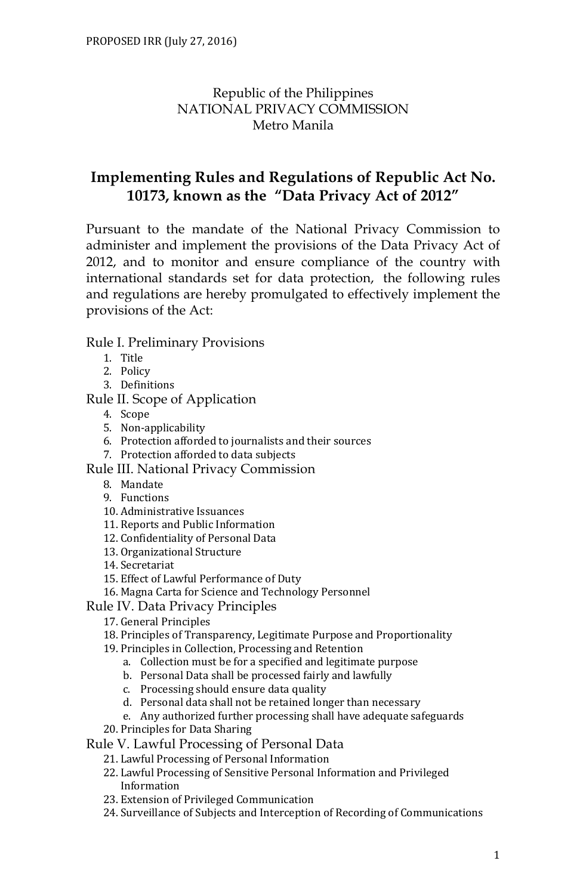PROPOSED IRR (July 27, 2016)

Republic of the Philippines
NATIONAL PRIVACY COMMISSION
Metro Manila

# Implementing Rules and Regulations of Republic Act No. 10173, known as the "Data Privacy Act of 2012"

Pursuant to the mandate of the National Privacy Commission to administer and implement the provisions of the Data Privacy Act of 2012, and to monitor and ensure compliance of the country with international standards set for data protection, the following rules and regulations are hereby promulgated to effectively implement the provisions of the Act:

Rule I. Preliminary Provisions

1. Title
2. Policy
3. Definitions

Rule II. Scope of Application

4. Scope
5. Non-applicability
6. Protection afforded to journalists and their sources
7. Protection afforded to data subjects

Rule III. National Privacy Commission

8. Mandate
9. Functions
10. Administrative Issuances
11. Reports and Public Information
12. Confidentiality of Personal Data
13. Organizational Structure
14. Secretariat
15. Effect of Lawful Performance of Duty
16. Magna Carta for Science and Technology Personnel

Rule IV. Data Privacy Principles

17. General Principles
18. Principles of Transparency, Legitimate Purpose and Proportionality
19. Principles in Collection, Processing and Retention
    a. Collection must be for a specified and legitimate purpose
    b. Personal Data shall be processed fairly and lawfully
    c. Processing should ensure data quality
    d. Personal data shall not be retained longer than necessary
    e. Any authorized further processing shall have adequate safeguards
20. Principles for Data Sharing

Rule V. Lawful Processing of Personal Data

21. Lawful Processing of Personal Information
22. Lawful Processing of Sensitive Personal Information and Privileged Information
23. Extension of Privileged Communication
24. Surveillance of Subjects and Interception of Recording of Communications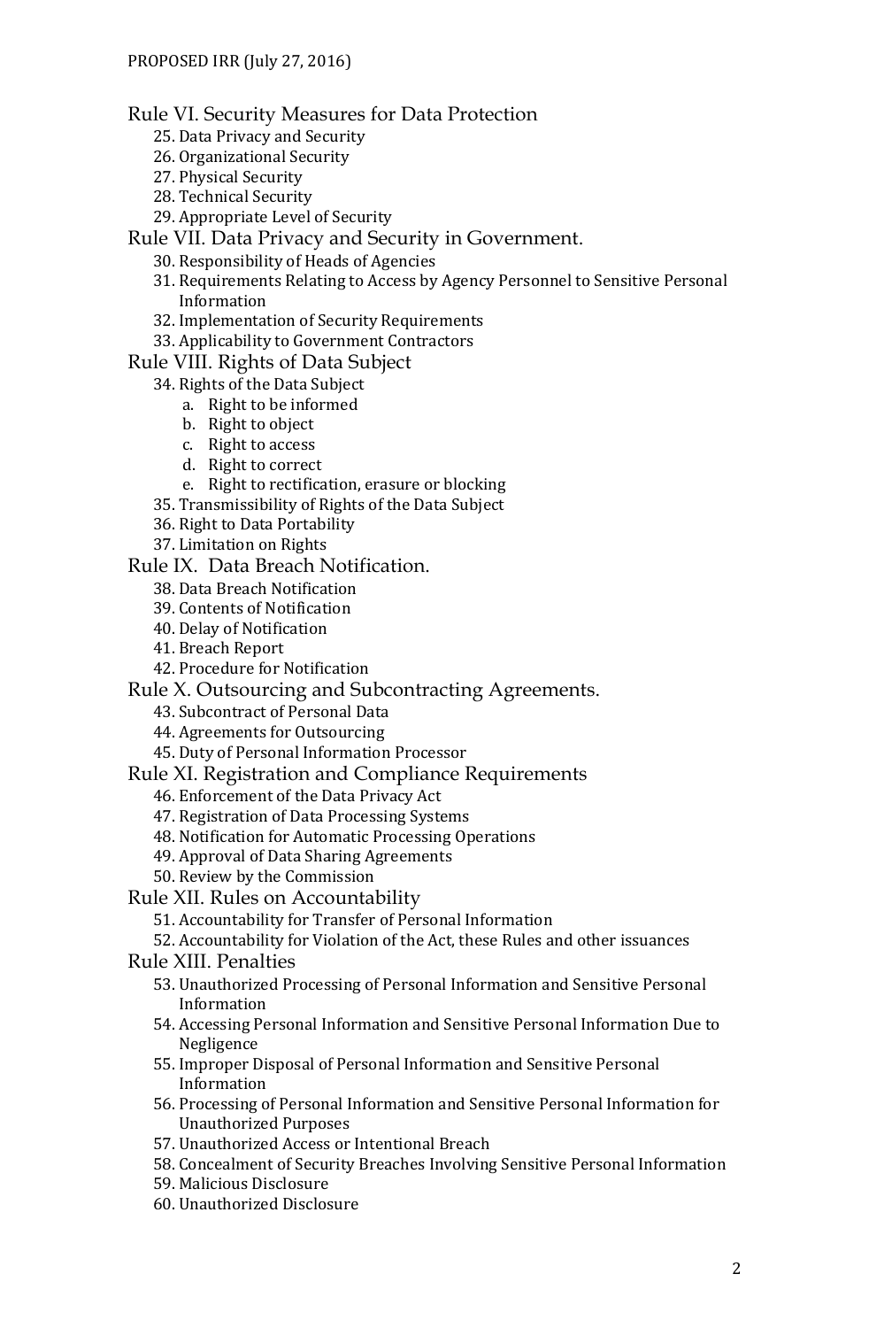Rule VI. Security Measures for Data Protection

25. Data Privacy and Security
26. Organizational Security
27. Physical Security
28. Technical Security
29. Appropriate Level of Security

Rule VII. Data Privacy and Security in Government.

30. Responsibility of Heads of Agencies
31. Requirements Relating to Access by Agency Personnel to Sensitive Personal Information
32. Implementation of Security Requirements
33. Applicability to Government Contractors

Rule VIII. Rights of Data Subject

34. Rights of the Data Subject
    a. Right to be informed
    b. Right to object
    c. Right to access
    d. Right to correct
    e. Right to rectification, erasure or blocking
35. Transmissibility of Rights of the Data Subject
36. Right to Data Portability
37. Limitation on Rights

Rule IX. Data Breach Notification.

38. Data Breach Notification
39. Contents of Notification
40. Delay of Notification
41. Breach Report
42. Procedure for Notification

Rule X. Outsourcing and Subcontracting Agreements.

43. Subcontract of Personal Data
44. Agreements for Outsourcing
45. Duty of Personal Information Processor

Rule XI. Registration and Compliance Requirements

46. Enforcement of the Data Privacy Act
47. Registration of Data Processing Systems
48. Notification for Automatic Processing Operations
49. Approval of Data Sharing Agreements
50. Review by the Commission

Rule XII. Rules on Accountability

51. Accountability for Transfer of Personal Information
52. Accountability for Violation of the Act, these Rules and other issuances

Rule XIII. Penalties

53. Unauthorized Processing of Personal Information and Sensitive Personal Information
54. Accessing Personal Information and Sensitive Personal Information Due to Negligence
55. Improper Disposal of Personal Information and Sensitive Personal Information
56. Processing of Personal Information and Sensitive Personal Information for Unauthorized Purposes
57. Unauthorized Access or Intentional Breach
58. Concealment of Security Breaches Involving Sensitive Personal Information
59. Malicious Disclosure
60. Unauthorized Disclosure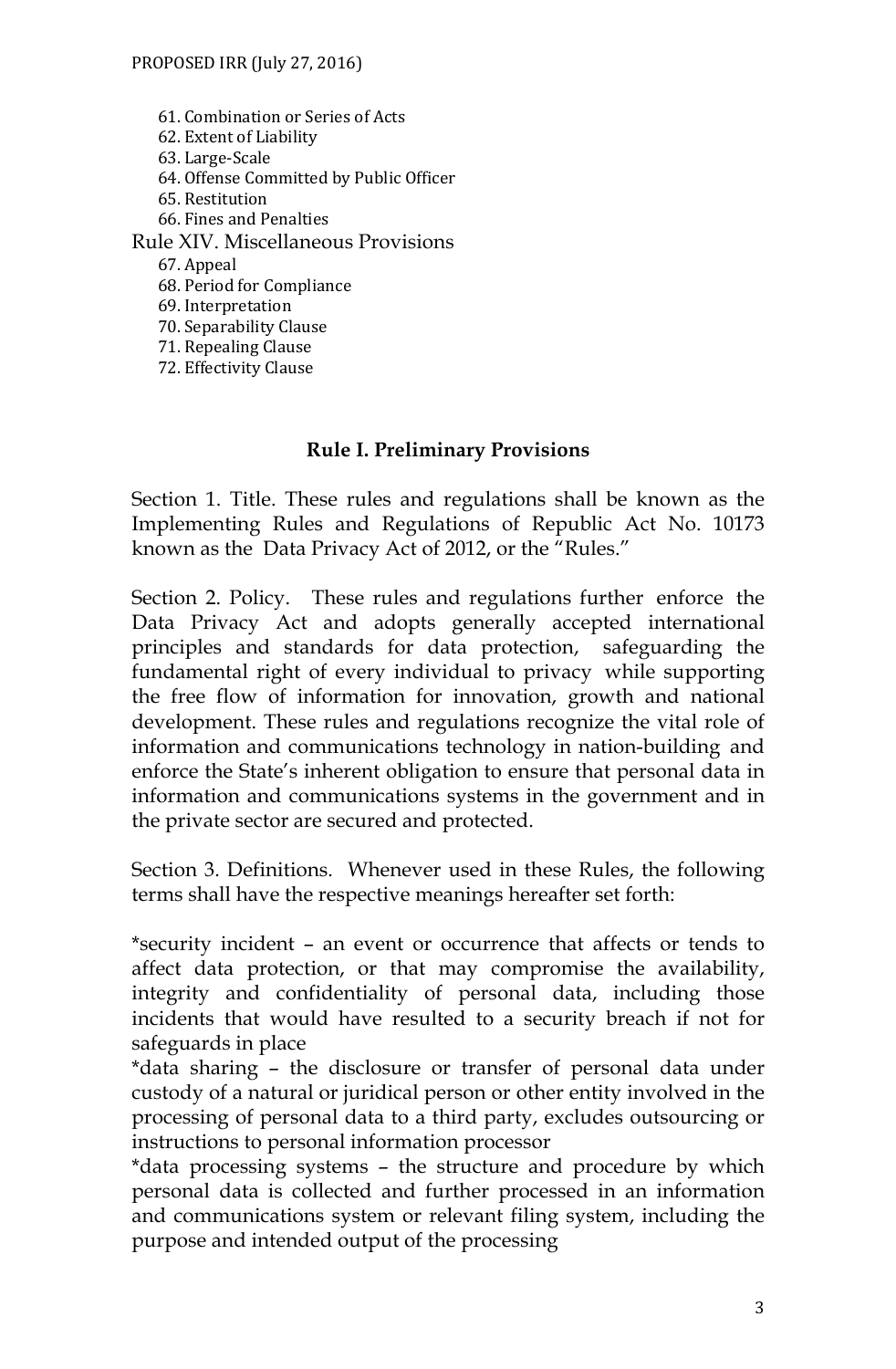61. Combination or Series of Acts
62. Extent of Liability
63. Large-Scale
64. Offense Committed by Public Officer
65. Restitution
66. Fines and Penalties

Rule XIV. Miscellaneous Provisions

67. Appeal
68. Period for Compliance
69. Interpretation
70. Separability Clause
71. Repealing Clause
72. Effectivity Clause

## Rule I. Preliminary Provisions

Section 1. Title. These rules and regulations shall be known as the Implementing Rules and Regulations of Republic Act No. 10173 known as the Data Privacy Act of 2012, or the "Rules."

Section 2. Policy. These rules and regulations further enforce the Data Privacy Act and adopts generally accepted international principles and standards for data protection, safeguarding the fundamental right of every individual to privacy while supporting the free flow of information for innovation, growth and national development. These rules and regulations recognize the vital role of information and communications technology in nation-building and enforce the State's inherent obligation to ensure that personal data in information and communications systems in the government and in the private sector are secured and protected.

Section 3. Definitions. Whenever used in these Rules, the following terms shall have the respective meanings hereafter set forth:

*security incident – an event or occurrence that affects or tends to affect data protection, or that may compromise the availability, integrity and confidentiality of personal data, including those incidents that would have resulted to a security breach if not for safeguards in place

*data sharing – the disclosure or transfer of personal data under custody of a natural or juridical person or other entity involved in the processing of personal data to a third party, excludes outsourcing or instructions to personal information processor

*data processing systems – the structure and procedure by which personal data is collected and further processed in an information and communications system or relevant filing system, including the purpose and intended output of the processing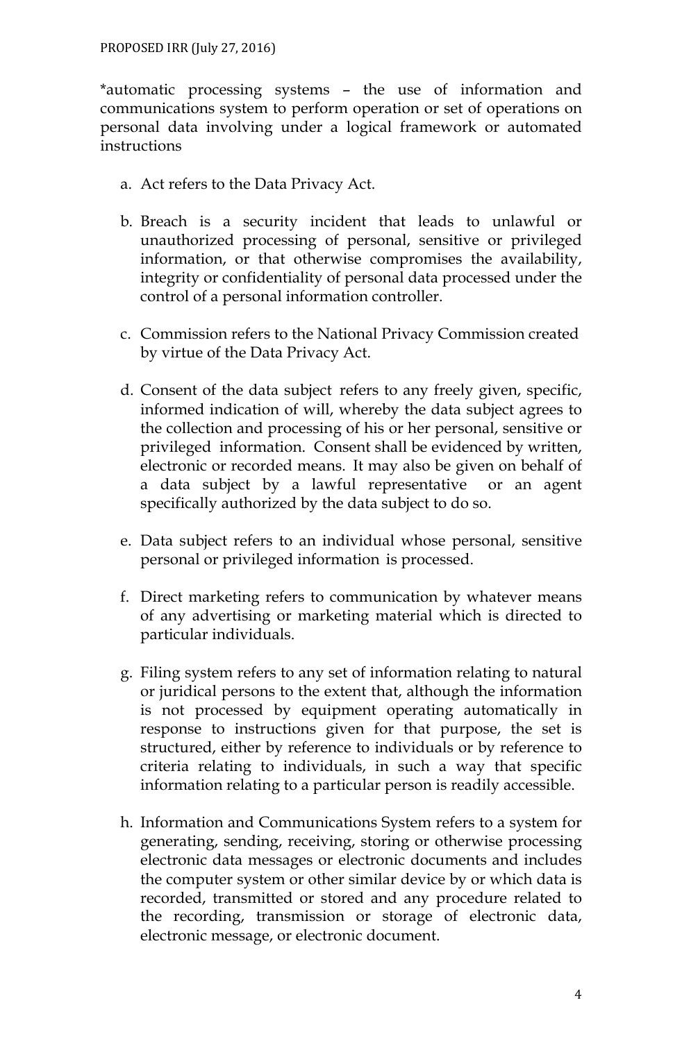*automatic processing systems – the use of information and communications system to perform operation or set of operations on personal data involving under a logical framework or automated instructions

a. Act refers to the Data Privacy Act.

b. Breach is a security incident that leads to unlawful or unauthorized processing of personal, sensitive or privileged information, or that otherwise compromises the availability, integrity or confidentiality of personal data processed under the control of a personal information controller.

c. Commission refers to the National Privacy Commission created by virtue of the Data Privacy Act.

d. Consent of the data subject refers to any freely given, specific, informed indication of will, whereby the data subject agrees to the collection and processing of his or her personal, sensitive or privileged information. Consent shall be evidenced by written, electronic or recorded means. It may also be given on behalf of a data subject by a lawful representative or an agent specifically authorized by the data subject to do so.

e. Data subject refers to an individual whose personal, sensitive personal or privileged information is processed.

f. Direct marketing refers to communication by whatever means of any advertising or marketing material which is directed to particular individuals.

g. Filing system refers to any set of information relating to natural or juridical persons to the extent that, although the information is not processed by equipment operating automatically in response to instructions given for that purpose, the set is structured, either by reference to individuals or by reference to criteria relating to individuals, in such a way that specific information relating to a particular person is readily accessible.

h. Information and Communications System refers to a system for generating, sending, receiving, storing or otherwise processing electronic data messages or electronic documents and includes the computer system or other similar device by or which data is recorded, transmitted or stored and any procedure related to the recording, transmission or storage of electronic data, electronic message, or electronic document.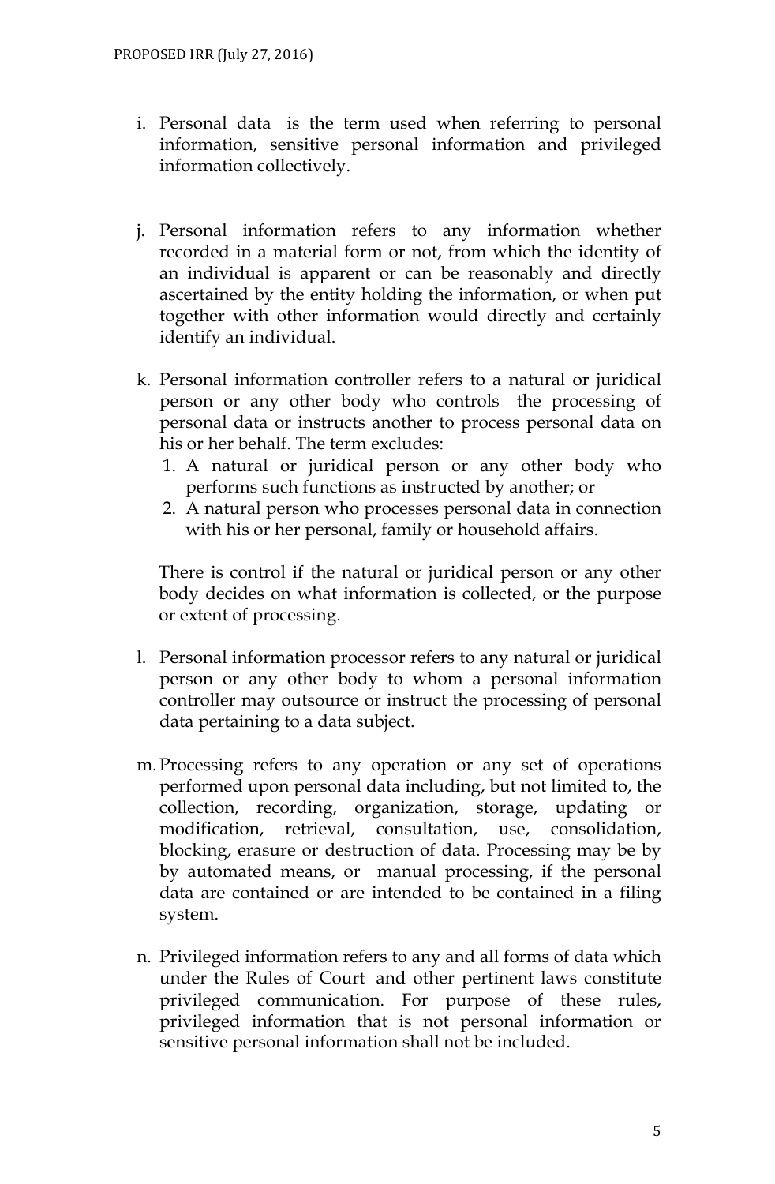i. Personal data is the term used when referring to personal information, sensitive personal information and privileged information collectively.

j. Personal information refers to any information whether recorded in a material form or not, from which the identity of an individual is apparent or can be reasonably and directly ascertained by the entity holding the information, or when put together with other information would directly and certainly identify an individual.

k. Personal information controller refers to a natural or juridical person or any other body who controls the processing of personal data or instructs another to process personal data on his or her behalf. The term excludes:
   1. A natural or juridical person or any other body who performs such functions as instructed by another; or
   2. A natural person who processes personal data in connection with his or her personal, family or household affairs.

   There is control if the natural or juridical person or any other body decides on what information is collected, or the purpose or extent of processing.

l. Personal information processor refers to any natural or juridical person or any other body to whom a personal information controller may outsource or instruct the processing of personal data pertaining to a data subject.

m. Processing refers to any operation or any set of operations performed upon personal data including, but not limited to, the collection, recording, organization, storage, updating or modification, retrieval, consultation, use, consolidation, blocking, erasure or destruction of data. Processing may be by by automated means, or manual processing, if the personal data are contained or are intended to be contained in a filing system.

n. Privileged information refers to any and all forms of data which under the Rules of Court and other pertinent laws constitute privileged communication. For purpose of these rules, privileged information that is not personal information or sensitive personal information shall not be included.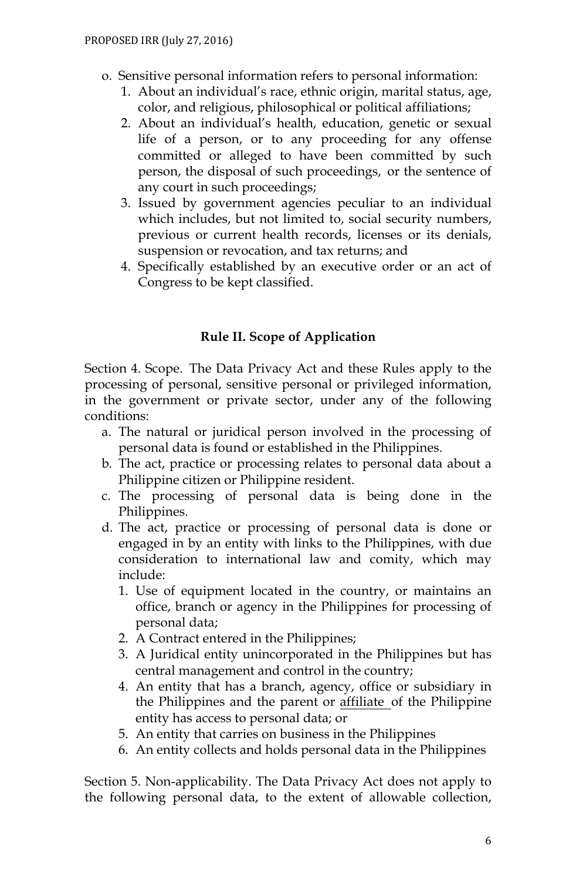o. Sensitive personal information refers to personal information:
   1. About an individual's race, ethnic origin, marital status, age, color, and religious, philosophical or political affiliations;
   2. About an individual's health, education, genetic or sexual life of a person, or to any proceeding for any offense committed or alleged to have been committed by such person, the disposal of such proceedings, or the sentence of any court in such proceedings;
   3. Issued by government agencies peculiar to an individual which includes, but not limited to, social security numbers, previous or current health records, licenses or its denials, suspension or revocation, and tax returns; and
   4. Specifically established by an executive order or an act of Congress to be kept classified.

## Rule II. Scope of Application

Section 4. Scope. The Data Privacy Act and these Rules apply to the processing of personal, sensitive personal or privileged information, in the government or private sector, under any of the following conditions:

a. The natural or juridical person involved in the processing of personal data is found or established in the Philippines.
b. The act, practice or processing relates to personal data about a Philippine citizen or Philippine resident.
c. The processing of personal data is being done in the Philippines.
d. The act, practice or processing of personal data is done or engaged in by an entity with links to the Philippines, with due consideration to international law and comity, which may include:
   1. Use of equipment located in the country, or maintains an office, branch or agency in the Philippines for processing of personal data;
   2. A Contract entered in the Philippines;
   3. A Juridical entity unincorporated in the Philippines but has central management and control in the country;
   4. An entity that has a branch, agency, office or subsidiary in the Philippines and the parent or affiliate of the Philippine entity has access to personal data; or
   5. An entity that carries on business in the Philippines
   6. An entity collects and holds personal data in the Philippines

Section 5. Non-applicability. The Data Privacy Act does not apply to the following personal data, to the extent of allowable collection,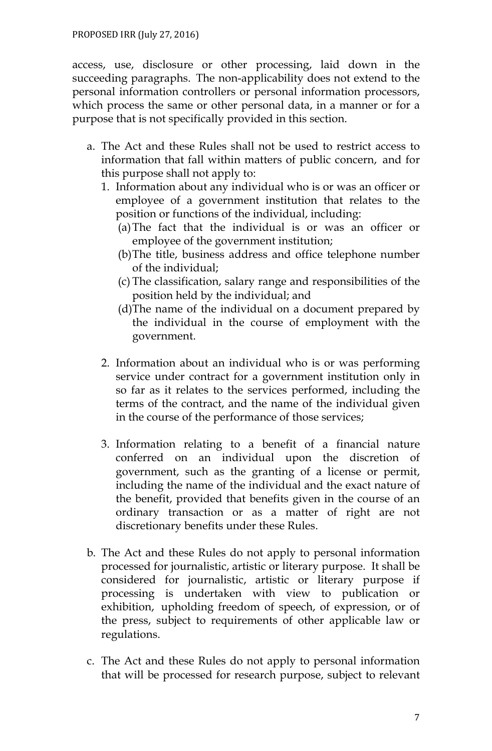access, use, disclosure or other processing, laid down in the succeeding paragraphs. The non-applicability does not extend to the personal information controllers or personal information processors, which process the same or other personal data, in a manner or for a purpose that is not specifically provided in this section.

a. The Act and these Rules shall not be used to restrict access to information that fall within matters of public concern, and for this purpose shall not apply to:
   1. Information about any individual who is or was an officer or employee of a government institution that relates to the position or functions of the individual, including:
      (a) The fact that the individual is or was an officer or employee of the government institution;
      (b) The title, business address and office telephone number of the individual;
      (c) The classification, salary range and responsibilities of the position held by the individual; and
      (d) The name of the individual on a document prepared by the individual in the course of employment with the government.

   2. Information about an individual who is or was performing service under contract for a government institution only in so far as it relates to the services performed, including the terms of the contract, and the name of the individual given in the course of the performance of those services;

   3. Information relating to a benefit of a financial nature conferred on an individual upon the discretion of government, such as the granting of a license or permit, including the name of the individual and the exact nature of the benefit, provided that benefits given in the course of an ordinary transaction or as a matter of right are not discretionary benefits under these Rules.

b. The Act and these Rules do not apply to personal information processed for journalistic, artistic or literary purpose. It shall be considered for journalistic, artistic or literary purpose if processing is undertaken with view to publication or exhibition, upholding freedom of speech, of expression, or of the press, subject to requirements of other applicable law or regulations.

c. The Act and these Rules do not apply to personal information that will be processed for research purpose, subject to relevant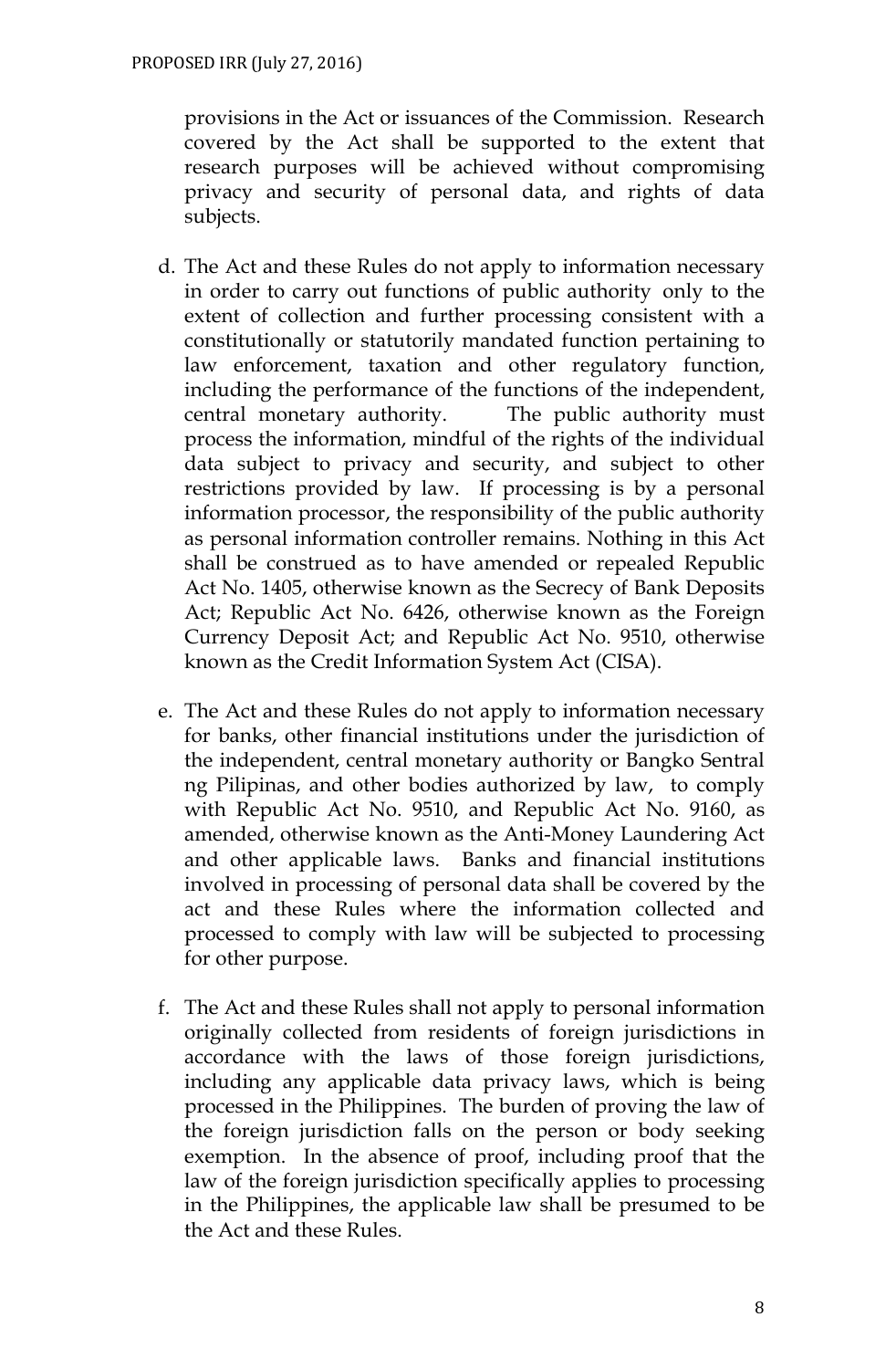provisions in the Act or issuances of the Commission. Research covered by the Act shall be supported to the extent that research purposes will be achieved without compromising privacy and security of personal data, and rights of data subjects.

d. The Act and these Rules do not apply to information necessary in order to carry out functions of public authority only to the extent of collection and further processing consistent with a constitutionally or statutorily mandated function pertaining to law enforcement, taxation and other regulatory function, including the performance of the functions of the independent, central monetary authority. The public authority must process the information, mindful of the rights of the individual data subject to privacy and security, and subject to other restrictions provided by law. If processing is by a personal information processor, the responsibility of the public authority as personal information controller remains. Nothing in this Act shall be construed as to have amended or repealed Republic Act No. 1405, otherwise known as the Secrecy of Bank Deposits Act; Republic Act No. 6426, otherwise known as the Foreign Currency Deposit Act; and Republic Act No. 9510, otherwise known as the Credit Information System Act (CISA).

e. The Act and these Rules do not apply to information necessary for banks, other financial institutions under the jurisdiction of the independent, central monetary authority or Bangko Sentral ng Pilipinas, and other bodies authorized by law, to comply with Republic Act No. 9510, and Republic Act No. 9160, as amended, otherwise known as the Anti-Money Laundering Act and other applicable laws. Banks and financial institutions involved in processing of personal data shall be covered by the act and these Rules where the information collected and processed to comply with law will be subjected to processing for other purpose.

f. The Act and these Rules shall not apply to personal information originally collected from residents of foreign jurisdictions in accordance with the laws of those foreign jurisdictions, including any applicable data privacy laws, which is being processed in the Philippines. The burden of proving the law of the foreign jurisdiction falls on the person or body seeking exemption. In the absence of proof, including proof that the law of the foreign jurisdiction specifically applies to processing in the Philippines, the applicable law shall be presumed to be the Act and these Rules.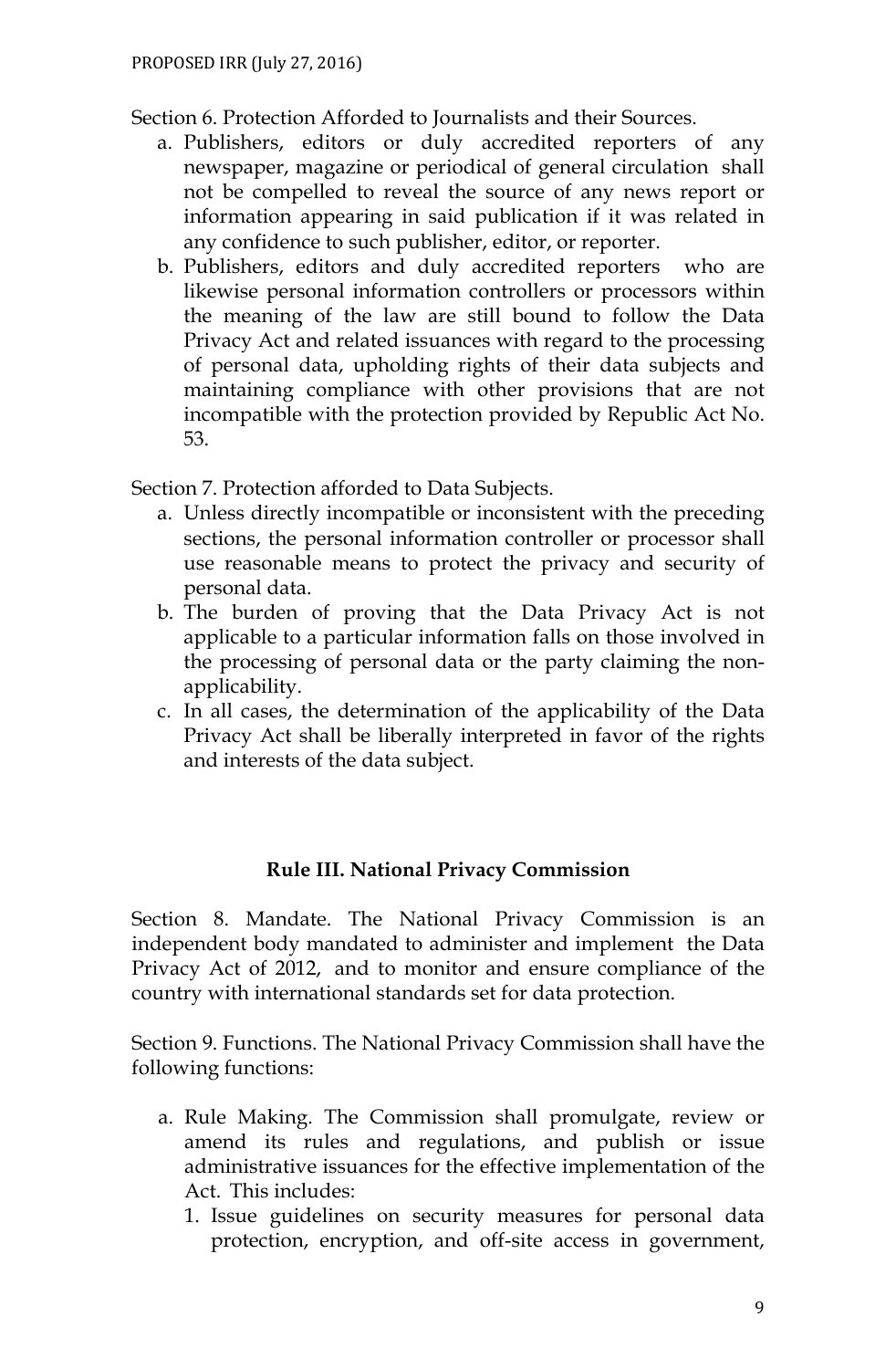Section 6. Protection Afforded to Journalists and their Sources.

a. Publishers, editors or duly accredited reporters of any newspaper, magazine or periodical of general circulation shall not be compelled to reveal the source of any news report or information appearing in said publication if it was related in any confidence to such publisher, editor, or reporter.
b. Publishers, editors and duly accredited reporters who are likewise personal information controllers or processors within the meaning of the law are still bound to follow the Data Privacy Act and related issuances with regard to the processing of personal data, upholding rights of their data subjects and maintaining compliance with other provisions that are not incompatible with the protection provided by Republic Act No. 53.

Section 7. Protection afforded to Data Subjects.

a. Unless directly incompatible or inconsistent with the preceding sections, the personal information controller or processor shall use reasonable means to protect the privacy and security of personal data.
b. The burden of proving that the Data Privacy Act is not applicable to a particular information falls on those involved in the processing of personal data or the party claiming the non-applicability.
c. In all cases, the determination of the applicability of the Data Privacy Act shall be liberally interpreted in favor of the rights and interests of the data subject.

## Rule III. National Privacy Commission

Section 8. Mandate. The National Privacy Commission is an independent body mandated to administer and implement the Data Privacy Act of 2012, and to monitor and ensure compliance of the country with international standards set for data protection.

Section 9. Functions. The National Privacy Commission shall have the following functions:

a. Rule Making. The Commission shall promulgate, review or amend its rules and regulations, and publish or issue administrative issuances for the effective implementation of the Act. This includes:
   1. Issue guidelines on security measures for personal data protection, encryption, and off-site access in government,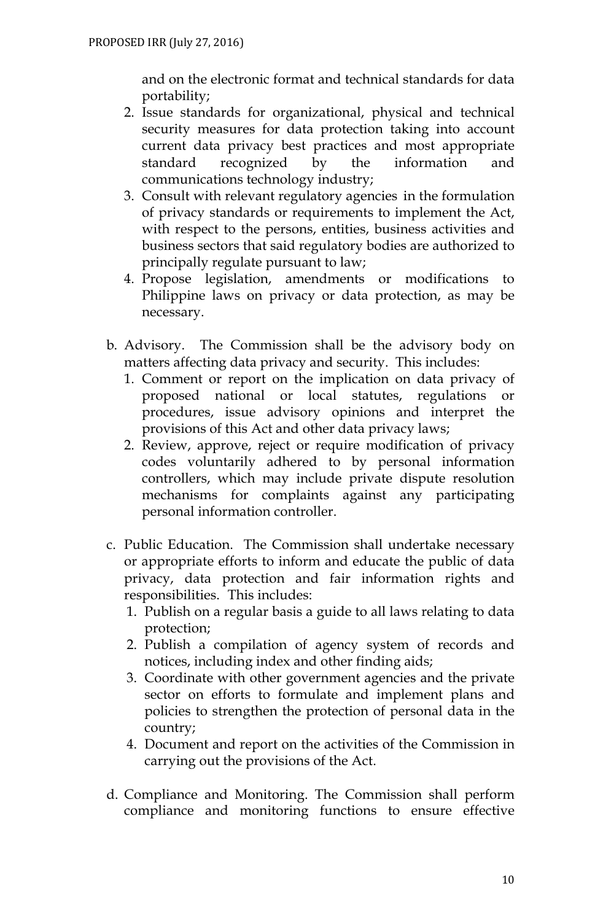and on the electronic format and technical standards for data portability;

2. Issue standards for organizational, physical and technical security measures for data protection taking into account current data privacy best practices and most appropriate standard recognized by the information and communications technology industry;
3. Consult with relevant regulatory agencies in the formulation of privacy standards or requirements to implement the Act, with respect to the persons, entities, business activities and business sectors that said regulatory bodies are authorized to principally regulate pursuant to law;
4. Propose legislation, amendments or modifications to Philippine laws on privacy or data protection, as may be necessary.

b. Advisory. The Commission shall be the advisory body on matters affecting data privacy and security. This includes:
   1. Comment or report on the implication on data privacy of proposed national or local statutes, regulations or procedures, issue advisory opinions and interpret the provisions of this Act and other data privacy laws;
   2. Review, approve, reject or require modification of privacy codes voluntarily adhered to by personal information controllers, which may include private dispute resolution mechanisms for complaints against any participating personal information controller.

c. Public Education. The Commission shall undertake necessary or appropriate efforts to inform and educate the public of data privacy, data protection and fair information rights and responsibilities. This includes:
   1. Publish on a regular basis a guide to all laws relating to data protection;
   2. Publish a compilation of agency system of records and notices, including index and other finding aids;
   3. Coordinate with other government agencies and the private sector on efforts to formulate and implement plans and policies to strengthen the protection of personal data in the country;
   4. Document and report on the activities of the Commission in carrying out the provisions of the Act.

d. Compliance and Monitoring. The Commission shall perform compliance and monitoring functions to ensure effective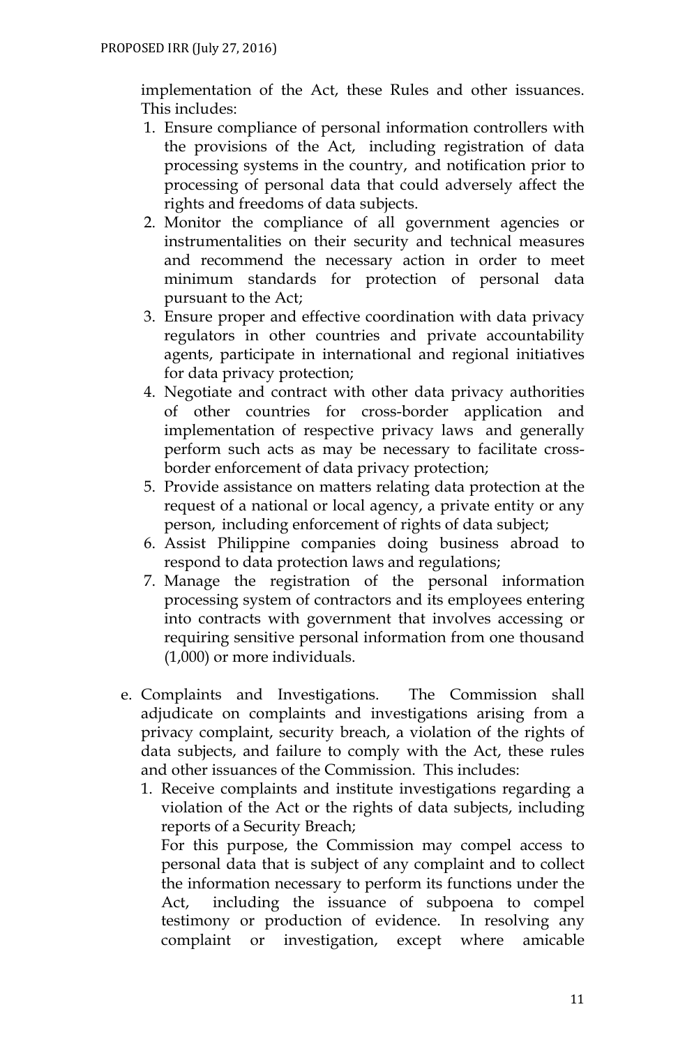implementation of the Act, these Rules and other issuances. This includes:

1. Ensure compliance of personal information controllers with the provisions of the Act, including registration of data processing systems in the country, and notification prior to processing of personal data that could adversely affect the rights and freedoms of data subjects.
2. Monitor the compliance of all government agencies or instrumentalities on their security and technical measures and recommend the necessary action in order to meet minimum standards for protection of personal data pursuant to the Act;
3. Ensure proper and effective coordination with data privacy regulators in other countries and private accountability agents, participate in international and regional initiatives for data privacy protection;
4. Negotiate and contract with other data privacy authorities of other countries for cross-border application and implementation of respective privacy laws and generally perform such acts as may be necessary to facilitate cross-border enforcement of data privacy protection;
5. Provide assistance on matters relating data protection at the request of a national or local agency, a private entity or any person, including enforcement of rights of data subject;
6. Assist Philippine companies doing business abroad to respond to data protection laws and regulations;
7. Manage the registration of the personal information processing system of contractors and its employees entering into contracts with government that involves accessing or requiring sensitive personal information from one thousand (1,000) or more individuals.

e. Complaints and Investigations. The Commission shall adjudicate on complaints and investigations arising from a privacy complaint, security breach, a violation of the rights of data subjects, and failure to comply with the Act, these rules and other issuances of the Commission. This includes:

1. Receive complaints and institute investigations regarding a violation of the Act or the rights of data subjects, including reports of a Security Breach;

   For this purpose, the Commission may compel access to personal data that is subject of any complaint and to collect the information necessary to perform its functions under the Act, including the issuance of subpoena to compel testimony or production of evidence. In resolving any complaint or investigation, except where amicable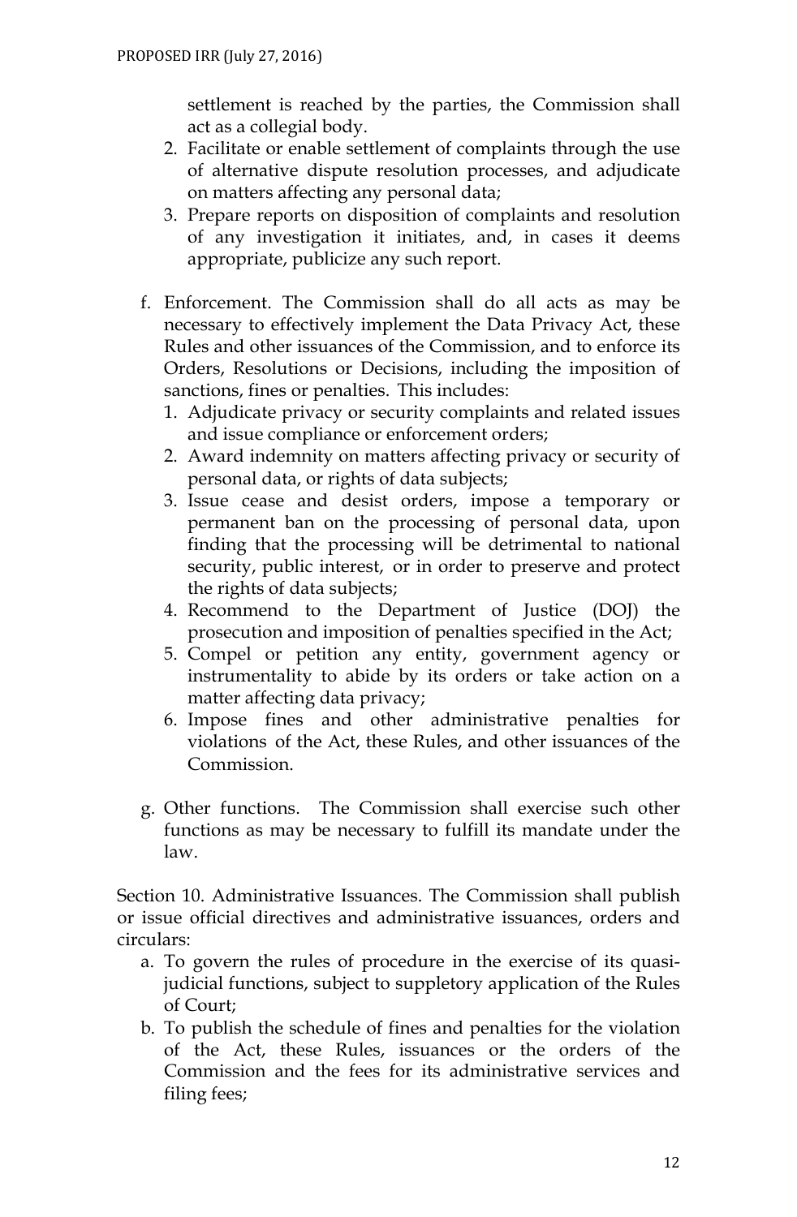settlement is reached by the parties, the Commission shall act as a collegial body.

2. Facilitate or enable settlement of complaints through the use of alternative dispute resolution processes, and adjudicate on matters affecting any personal data;
3. Prepare reports on disposition of complaints and resolution of any investigation it initiates, and, in cases it deems appropriate, publicize any such report.

f. Enforcement. The Commission shall do all acts as may be necessary to effectively implement the Data Privacy Act, these Rules and other issuances of the Commission, and to enforce its Orders, Resolutions or Decisions, including the imposition of sanctions, fines or penalties. This includes:
   1. Adjudicate privacy or security complaints and related issues and issue compliance or enforcement orders;
   2. Award indemnity on matters affecting privacy or security of personal data, or rights of data subjects;
   3. Issue cease and desist orders, impose a temporary or permanent ban on the processing of personal data, upon finding that the processing will be detrimental to national security, public interest, or in order to preserve and protect the rights of data subjects;
   4. Recommend to the Department of Justice (DOJ) the prosecution and imposition of penalties specified in the Act;
   5. Compel or petition any entity, government agency or instrumentality to abide by its orders or take action on a matter affecting data privacy;
   6. Impose fines and other administrative penalties for violations of the Act, these Rules, and other issuances of the Commission.

g. Other functions. The Commission shall exercise such other functions as may be necessary to fulfill its mandate under the law.

Section 10. Administrative Issuances. The Commission shall publish or issue official directives and administrative issuances, orders and circulars:

a. To govern the rules of procedure in the exercise of its quasi-judicial functions, subject to suppletory application of the Rules of Court;
b. To publish the schedule of fines and penalties for the violation of the Act, these Rules, issuances or the orders of the Commission and the fees for its administrative services and filing fees;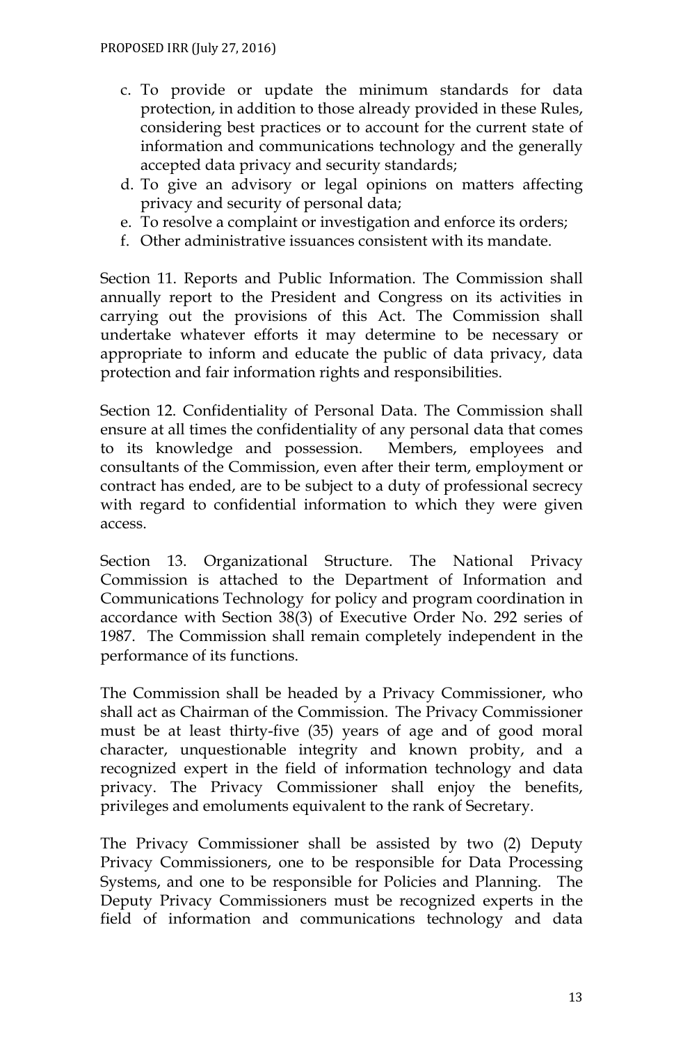c. To provide or update the minimum standards for data protection, in addition to those already provided in these Rules, considering best practices or to account for the current state of information and communications technology and the generally accepted data privacy and security standards;
d. To give an advisory or legal opinions on matters affecting privacy and security of personal data;
e. To resolve a complaint or investigation and enforce its orders;
f. Other administrative issuances consistent with its mandate.

Section 11. Reports and Public Information. The Commission shall annually report to the President and Congress on its activities in carrying out the provisions of this Act. The Commission shall undertake whatever efforts it may determine to be necessary or appropriate to inform and educate the public of data privacy, data protection and fair information rights and responsibilities.

Section 12. Confidentiality of Personal Data. The Commission shall ensure at all times the confidentiality of any personal data that comes to its knowledge and possession. Members, employees and consultants of the Commission, even after their term, employment or contract has ended, are to be subject to a duty of professional secrecy with regard to confidential information to which they were given access.

Section 13. Organizational Structure. The National Privacy Commission is attached to the Department of Information and Communications Technology for policy and program coordination in accordance with Section 38(3) of Executive Order No. 292 series of 1987. The Commission shall remain completely independent in the performance of its functions.

The Commission shall be headed by a Privacy Commissioner, who shall act as Chairman of the Commission. The Privacy Commissioner must be at least thirty-five (35) years of age and of good moral character, unquestionable integrity and known probity, and a recognized expert in the field of information technology and data privacy. The Privacy Commissioner shall enjoy the benefits, privileges and emoluments equivalent to the rank of Secretary.

The Privacy Commissioner shall be assisted by two (2) Deputy Privacy Commissioners, one to be responsible for Data Processing Systems, and one to be responsible for Policies and Planning. The Deputy Privacy Commissioners must be recognized experts in the field of information and communications technology and data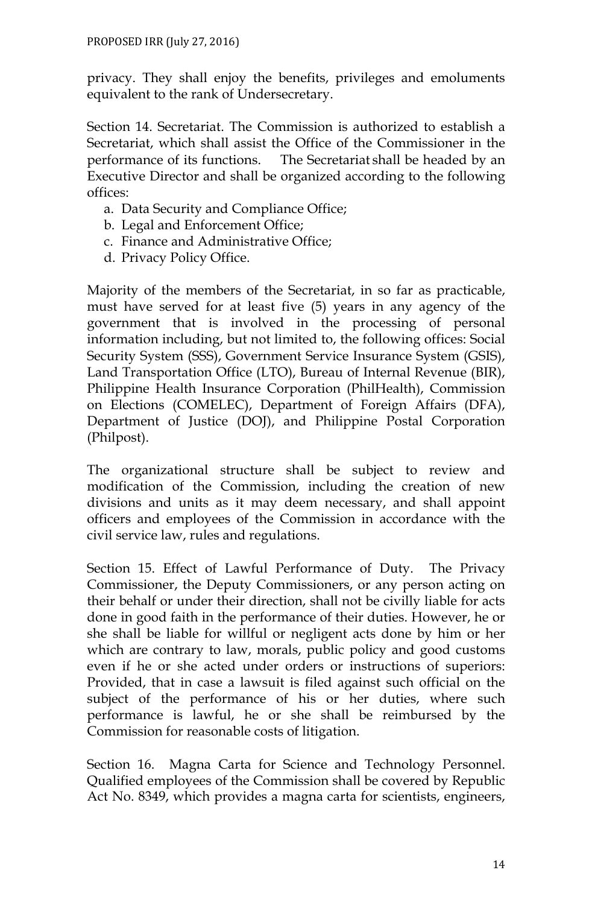privacy. They shall enjoy the benefits, privileges and emoluments equivalent to the rank of Undersecretary.

Section 14. Secretariat. The Commission is authorized to establish a Secretariat, which shall assist the Office of the Commissioner in the performance of its functions. The Secretariat shall be headed by an Executive Director and shall be organized according to the following offices:

a. Data Security and Compliance Office;
b. Legal and Enforcement Office;
c. Finance and Administrative Office;
d. Privacy Policy Office.

Majority of the members of the Secretariat, in so far as practicable, must have served for at least five (5) years in any agency of the government that is involved in the processing of personal information including, but not limited to, the following offices: Social Security System (SSS), Government Service Insurance System (GSIS), Land Transportation Office (LTO), Bureau of Internal Revenue (BIR), Philippine Health Insurance Corporation (PhilHealth), Commission on Elections (COMELEC), Department of Foreign Affairs (DFA), Department of Justice (DOJ), and Philippine Postal Corporation (Philpost).

The organizational structure shall be subject to review and modification of the Commission, including the creation of new divisions and units as it may deem necessary, and shall appoint officers and employees of the Commission in accordance with the civil service law, rules and regulations.

Section 15. Effect of Lawful Performance of Duty. The Privacy Commissioner, the Deputy Commissioners, or any person acting on their behalf or under their direction, shall not be civilly liable for acts done in good faith in the performance of their duties. However, he or she shall be liable for willful or negligent acts done by him or her which are contrary to law, morals, public policy and good customs even if he or she acted under orders or instructions of superiors: Provided, that in case a lawsuit is filed against such official on the subject of the performance of his or her duties, where such performance is lawful, he or she shall be reimbursed by the Commission for reasonable costs of litigation.

Section 16. Magna Carta for Science and Technology Personnel. Qualified employees of the Commission shall be covered by Republic Act No. 8349, which provides a magna carta for scientists, engineers,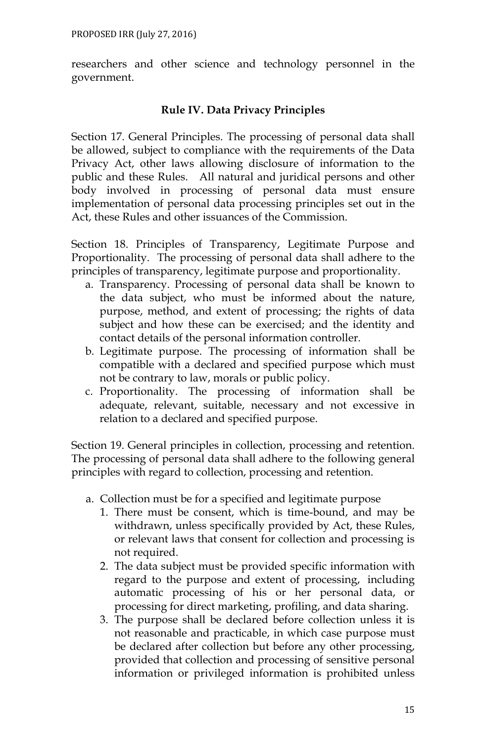researchers and other science and technology personnel in the government.

### Rule IV. Data Privacy Principles

Section 17. General Principles. The processing of personal data shall be allowed, subject to compliance with the requirements of the Data Privacy Act, other laws allowing disclosure of information to the public and these Rules. All natural and juridical persons and other body involved in processing of personal data must ensure implementation of personal data processing principles set out in the Act, these Rules and other issuances of the Commission.

Section 18. Principles of Transparency, Legitimate Purpose and Proportionality. The processing of personal data shall adhere to the principles of transparency, legitimate purpose and proportionality.

a. Transparency. Processing of personal data shall be known to the data subject, who must be informed about the nature, purpose, method, and extent of processing; the rights of data subject and how these can be exercised; and the identity and contact details of the personal information controller.
b. Legitimate purpose. The processing of information shall be compatible with a declared and specified purpose which must not be contrary to law, morals or public policy.
c. Proportionality. The processing of information shall be adequate, relevant, suitable, necessary and not excessive in relation to a declared and specified purpose.

Section 19. General principles in collection, processing and retention. The processing of personal data shall adhere to the following general principles with regard to collection, processing and retention.

a. Collection must be for a specified and legitimate purpose
   1. There must be consent, which is time-bound, and may be withdrawn, unless specifically provided by Act, these Rules, or relevant laws that consent for collection and processing is not required.
   2. The data subject must be provided specific information with regard to the purpose and extent of processing, including automatic processing of his or her personal data, or processing for direct marketing, profiling, and data sharing.
   3. The purpose shall be declared before collection unless it is not reasonable and practicable, in which case purpose must be declared after collection but before any other processing, provided that collection and processing of sensitive personal information or privileged information is prohibited unless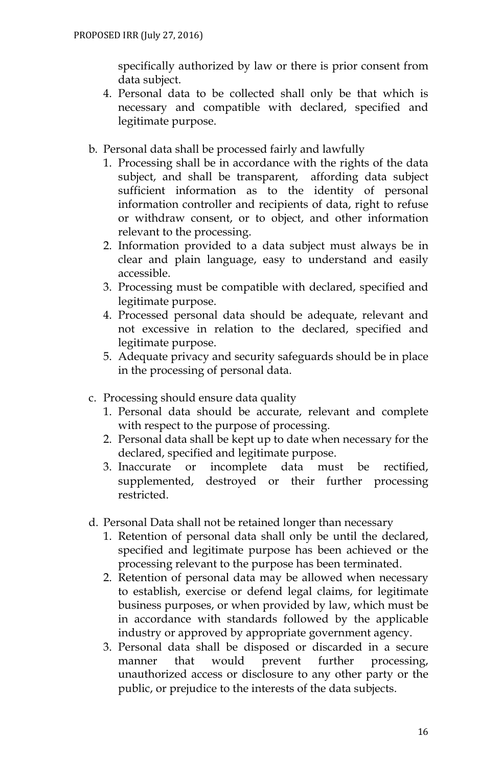specifically authorized by law or there is prior consent from data subject.

4. Personal data to be collected shall only be that which is necessary and compatible with declared, specified and legitimate purpose.

b. Personal data shall be processed fairly and lawfully
   1. Processing shall be in accordance with the rights of the data subject, and shall be transparent, affording data subject sufficient information as to the identity of personal information controller and recipients of data, right to refuse or withdraw consent, or to object, and other information relevant to the processing.
   2. Information provided to a data subject must always be in clear and plain language, easy to understand and easily accessible.
   3. Processing must be compatible with declared, specified and legitimate purpose.
   4. Processed personal data should be adequate, relevant and not excessive in relation to the declared, specified and legitimate purpose.
   5. Adequate privacy and security safeguards should be in place in the processing of personal data.

c. Processing should ensure data quality
   1. Personal data should be accurate, relevant and complete with respect to the purpose of processing.
   2. Personal data shall be kept up to date when necessary for the declared, specified and legitimate purpose.
   3. Inaccurate or incomplete data must be rectified, supplemented, destroyed or their further processing restricted.

d. Personal Data shall not be retained longer than necessary
   1. Retention of personal data shall only be until the declared, specified and legitimate purpose has been achieved or the processing relevant to the purpose has been terminated.
   2. Retention of personal data may be allowed when necessary to establish, exercise or defend legal claims, for legitimate business purposes, or when provided by law, which must be in accordance with standards followed by the applicable industry or approved by appropriate government agency.
   3. Personal data shall be disposed or discarded in a secure manner that would prevent further processing, unauthorized access or disclosure to any other party or the public, or prejudice to the interests of the data subjects.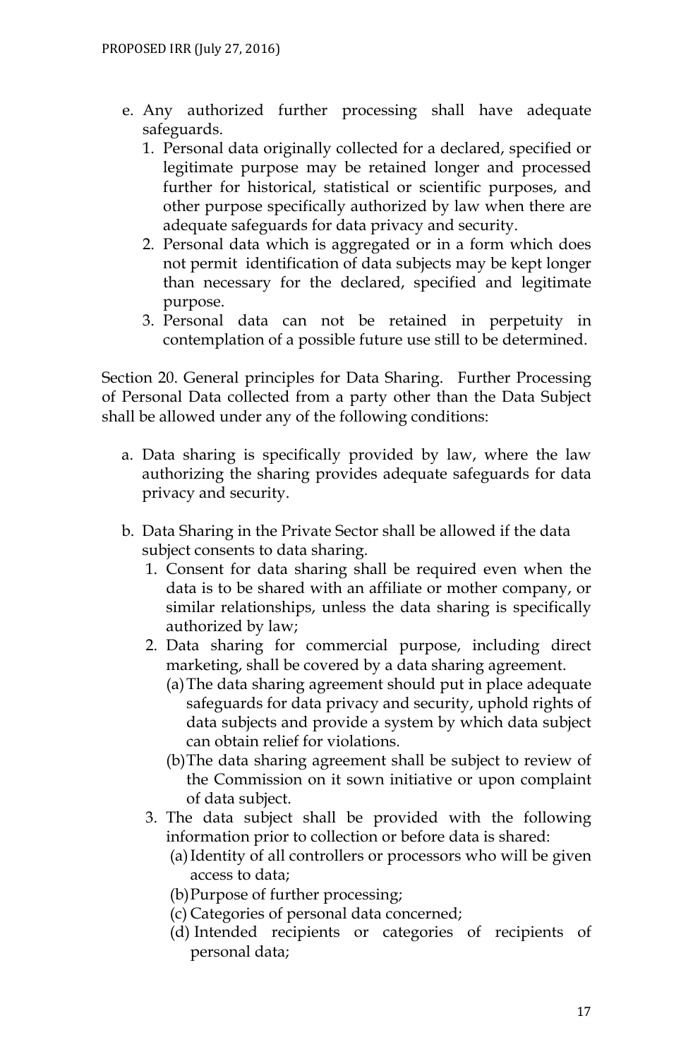e. Any authorized further processing shall have adequate safeguards.
   1. Personal data originally collected for a declared, specified or legitimate purpose may be retained longer and processed further for historical, statistical or scientific purposes, and other purpose specifically authorized by law when there are adequate safeguards for data privacy and security.
   2. Personal data which is aggregated or in a form which does not permit identification of data subjects may be kept longer than necessary for the declared, specified and legitimate purpose.
   3. Personal data can not be retained in perpetuity in contemplation of a possible future use still to be determined.

Section 20. General principles for Data Sharing. Further Processing of Personal Data collected from a party other than the Data Subject shall be allowed under any of the following conditions:

a. Data sharing is specifically provided by law, where the law authorizing the sharing provides adequate safeguards for data privacy and security.

b. Data Sharing in the Private Sector shall be allowed if the data subject consents to data sharing.
   1. Consent for data sharing shall be required even when the data is to be shared with an affiliate or mother company, or similar relationships, unless the data sharing is specifically authorized by law;
   2. Data sharing for commercial purpose, including direct marketing, shall be covered by a data sharing agreement.
      (a) The data sharing agreement should put in place adequate safeguards for data privacy and security, uphold rights of data subjects and provide a system by which data subject can obtain relief for violations.
      (b) The data sharing agreement shall be subject to review of the Commission on it sown initiative or upon complaint of data subject.
   3. The data subject shall be provided with the following information prior to collection or before data is shared:
      (a) Identity of all controllers or processors who will be given access to data;
      (b) Purpose of further processing;
      (c) Categories of personal data concerned;
      (d) Intended recipients or categories of recipients of personal data;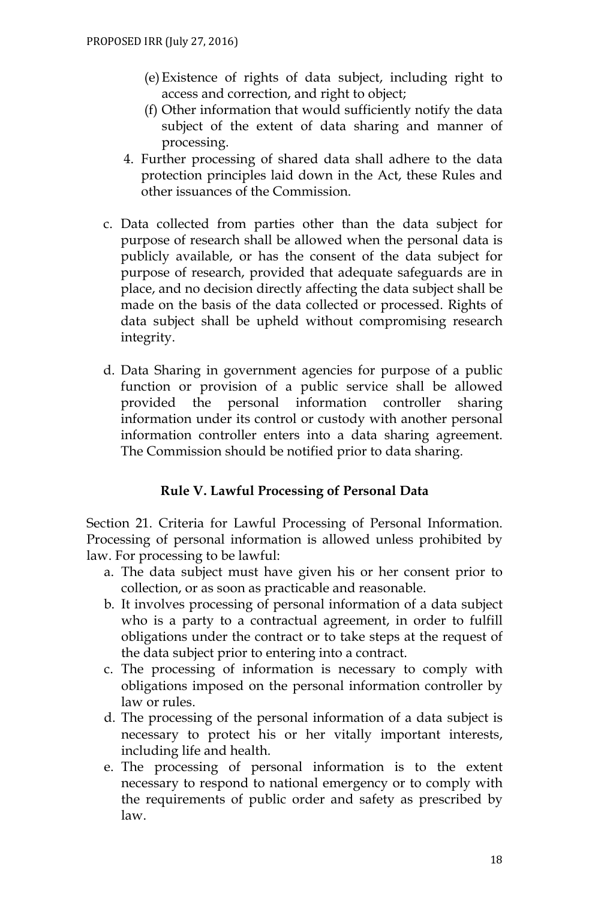(e) Existence of rights of data subject, including right to access and correction, and right to object;
   (f) Other information that would sufficiently notify the data subject of the extent of data sharing and manner of processing.
4. Further processing of shared data shall adhere to the data protection principles laid down in the Act, these Rules and other issuances of the Commission.

c. Data collected from parties other than the data subject for purpose of research shall be allowed when the personal data is publicly available, or has the consent of the data subject for purpose of research, provided that adequate safeguards are in place, and no decision directly affecting the data subject shall be made on the basis of the data collected or processed. Rights of data subject shall be upheld without compromising research integrity.

d. Data Sharing in government agencies for purpose of a public function or provision of a public service shall be allowed provided the personal information controller sharing information under its control or custody with another personal information controller enters into a data sharing agreement. The Commission should be notified prior to data sharing.

**Rule V. Lawful Processing of Personal Data**

Section 21. Criteria for Lawful Processing of Personal Information. Processing of personal information is allowed unless prohibited by law. For processing to be lawful:

a. The data subject must have given his or her consent prior to collection, or as soon as practicable and reasonable.
b. It involves processing of personal information of a data subject who is a party to a contractual agreement, in order to fulfill obligations under the contract or to take steps at the request of the data subject prior to entering into a contract.
c. The processing of information is necessary to comply with obligations imposed on the personal information controller by law or rules.
d. The processing of the personal information of a data subject is necessary to protect his or her vitally important interests, including life and health.
e. The processing of personal information is to the extent necessary to respond to national emergency or to comply with the requirements of public order and safety as prescribed by law.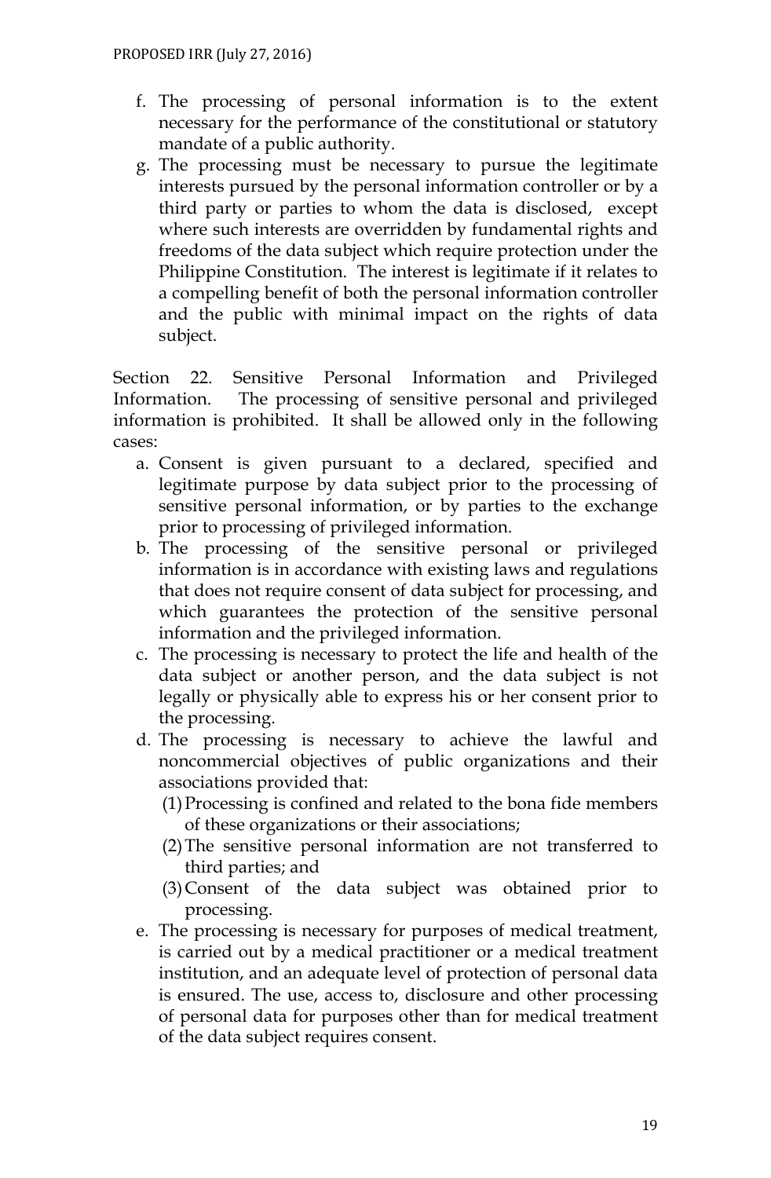f. The processing of personal information is to the extent necessary for the performance of the constitutional or statutory mandate of a public authority.
g. The processing must be necessary to pursue the legitimate interests pursued by the personal information controller or by a third party or parties to whom the data is disclosed, except where such interests are overridden by fundamental rights and freedoms of the data subject which require protection under the Philippine Constitution. The interest is legitimate if it relates to a compelling benefit of both the personal information controller and the public with minimal impact on the rights of data subject.

Section 22. Sensitive Personal Information and Privileged Information. The processing of sensitive personal and privileged information is prohibited. It shall be allowed only in the following cases:

a. Consent is given pursuant to a declared, specified and legitimate purpose by data subject prior to the processing of sensitive personal information, or by parties to the exchange prior to processing of privileged information.
b. The processing of the sensitive personal or privileged information is in accordance with existing laws and regulations that does not require consent of data subject for processing, and which guarantees the protection of the sensitive personal information and the privileged information.
c. The processing is necessary to protect the life and health of the data subject or another person, and the data subject is not legally or physically able to express his or her consent prior to the processing.
d. The processing is necessary to achieve the lawful and noncommercial objectives of public organizations and their associations provided that:
   (1) Processing is confined and related to the bona fide members of these organizations or their associations;
   (2) The sensitive personal information are not transferred to third parties; and
   (3) Consent of the data subject was obtained prior to processing.
e. The processing is necessary for purposes of medical treatment, is carried out by a medical practitioner or a medical treatment institution, and an adequate level of protection of personal data is ensured. The use, access to, disclosure and other processing of personal data for purposes other than for medical treatment of the data subject requires consent.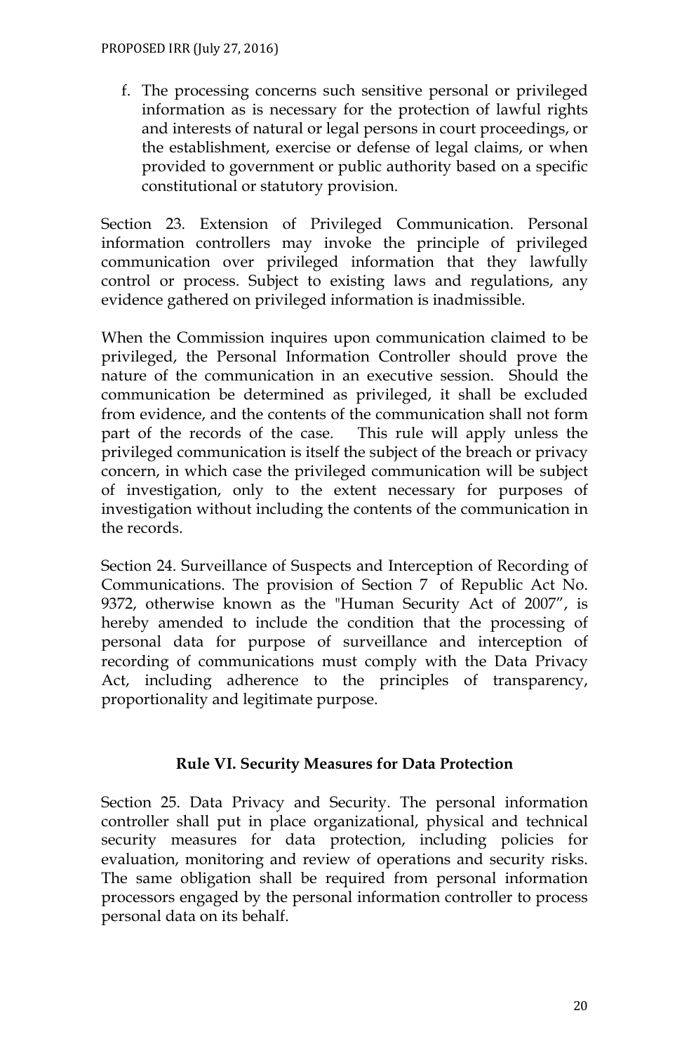f. The processing concerns such sensitive personal or privileged information as is necessary for the protection of lawful rights and interests of natural or legal persons in court proceedings, or the establishment, exercise or defense of legal claims, or when provided to government or public authority based on a specific constitutional or statutory provision.

Section 23. Extension of Privileged Communication. Personal information controllers may invoke the principle of privileged communication over privileged information that they lawfully control or process. Subject to existing laws and regulations, any evidence gathered on privileged information is inadmissible.

When the Commission inquires upon communication claimed to be privileged, the Personal Information Controller should prove the nature of the communication in an executive session. Should the communication be determined as privileged, it shall be excluded from evidence, and the contents of the communication shall not form part of the records of the case. This rule will apply unless the privileged communication is itself the subject of the breach or privacy concern, in which case the privileged communication will be subject of investigation, only to the extent necessary for purposes of investigation without including the contents of the communication in the records.

Section 24. Surveillance of Suspects and Interception of Recording of Communications. The provision of Section 7 of Republic Act No. 9372, otherwise known as the "Human Security Act of 2007", is hereby amended to include the condition that the processing of personal data for purpose of surveillance and interception of recording of communications must comply with the Data Privacy Act, including adherence to the principles of transparency, proportionality and legitimate purpose.

## Rule VI. Security Measures for Data Protection

Section 25. Data Privacy and Security. The personal information controller shall put in place organizational, physical and technical security measures for data protection, including policies for evaluation, monitoring and review of operations and security risks. The same obligation shall be required from personal information processors engaged by the personal information controller to process personal data on its behalf.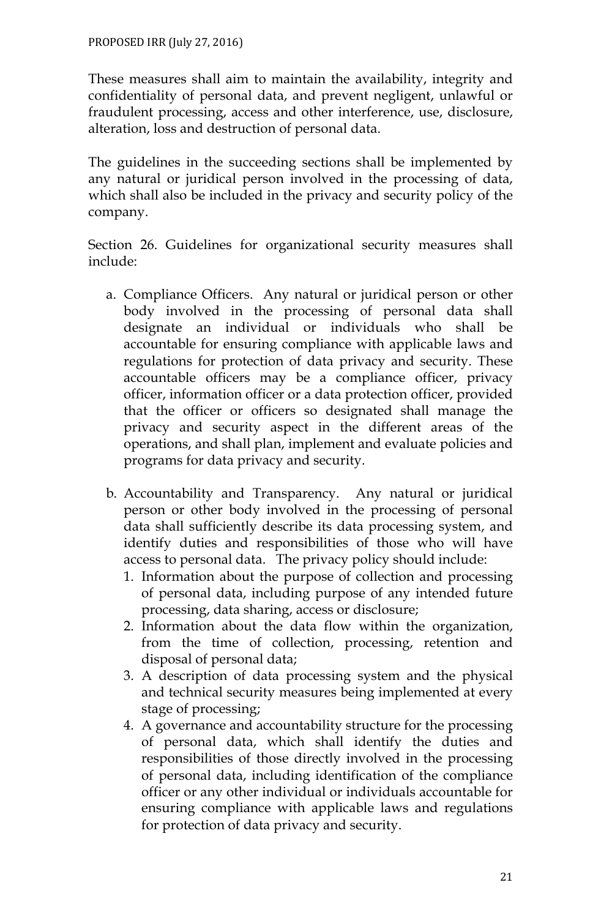These measures shall aim to maintain the availability, integrity and confidentiality of personal data, and prevent negligent, unlawful or fraudulent processing, access and other interference, use, disclosure, alteration, loss and destruction of personal data.

The guidelines in the succeeding sections shall be implemented by any natural or juridical person involved in the processing of data, which shall also be included in the privacy and security policy of the company.

Section 26. Guidelines for organizational security measures shall include:

a. Compliance Officers. Any natural or juridical person or other body involved in the processing of personal data shall designate an individual or individuals who shall be accountable for ensuring compliance with applicable laws and regulations for protection of data privacy and security. These accountable officers may be a compliance officer, privacy officer, information officer or a data protection officer, provided that the officer or officers so designated shall manage the privacy and security aspect in the different areas of the operations, and shall plan, implement and evaluate policies and programs for data privacy and security.

b. Accountability and Transparency. Any natural or juridical person or other body involved in the processing of personal data shall sufficiently describe its data processing system, and identify duties and responsibilities of those who will have access to personal data. The privacy policy should include:
   1. Information about the purpose of collection and processing of personal data, including purpose of any intended future processing, data sharing, access or disclosure;
   2. Information about the data flow within the organization, from the time of collection, processing, retention and disposal of personal data;
   3. A description of data processing system and the physical and technical security measures being implemented at every stage of processing;
   4. A governance and accountability structure for the processing of personal data, which shall identify the duties and responsibilities of those directly involved in the processing of personal data, including identification of the compliance officer or any other individual or individuals accountable for ensuring compliance with applicable laws and regulations for protection of data privacy and security.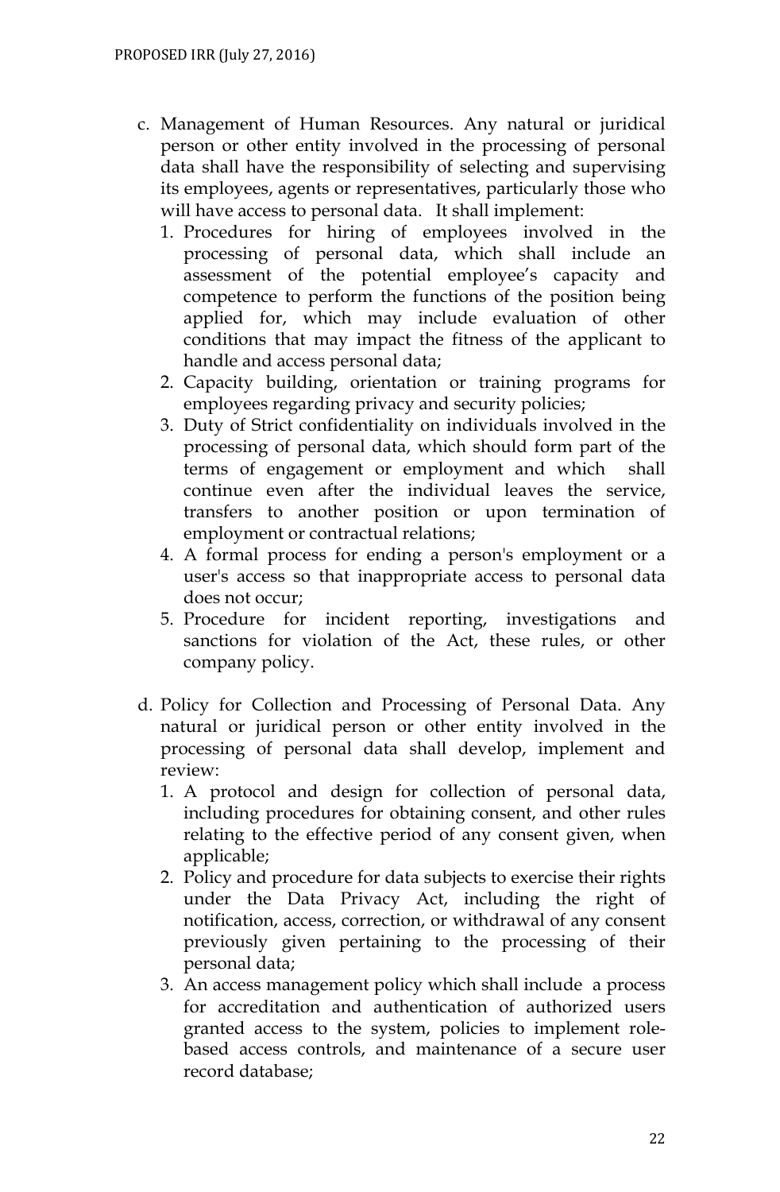c. Management of Human Resources. Any natural or juridical person or other entity involved in the processing of personal data shall have the responsibility of selecting and supervising its employees, agents or representatives, particularly those who will have access to personal data. It shall implement:
   1. Procedures for hiring of employees involved in the processing of personal data, which shall include an assessment of the potential employee's capacity and competence to perform the functions of the position being applied for, which may include evaluation of other conditions that may impact the fitness of the applicant to handle and access personal data;
   2. Capacity building, orientation or training programs for employees regarding privacy and security policies;
   3. Duty of Strict confidentiality on individuals involved in the processing of personal data, which should form part of the terms of engagement or employment and which shall continue even after the individual leaves the service, transfers to another position or upon termination of employment or contractual relations;
   4. A formal process for ending a person's employment or a user's access so that inappropriate access to personal data does not occur;
   5. Procedure for incident reporting, investigations and sanctions for violation of the Act, these rules, or other company policy.

d. Policy for Collection and Processing of Personal Data. Any natural or juridical person or other entity involved in the processing of personal data shall develop, implement and review:
   1. A protocol and design for collection of personal data, including procedures for obtaining consent, and other rules relating to the effective period of any consent given, when applicable;
   2. Policy and procedure for data subjects to exercise their rights under the Data Privacy Act, including the right of notification, access, correction, or withdrawal of any consent previously given pertaining to the processing of their personal data;
   3. An access management policy which shall include a process for accreditation and authentication of authorized users granted access to the system, policies to implement role-based access controls, and maintenance of a secure user record database;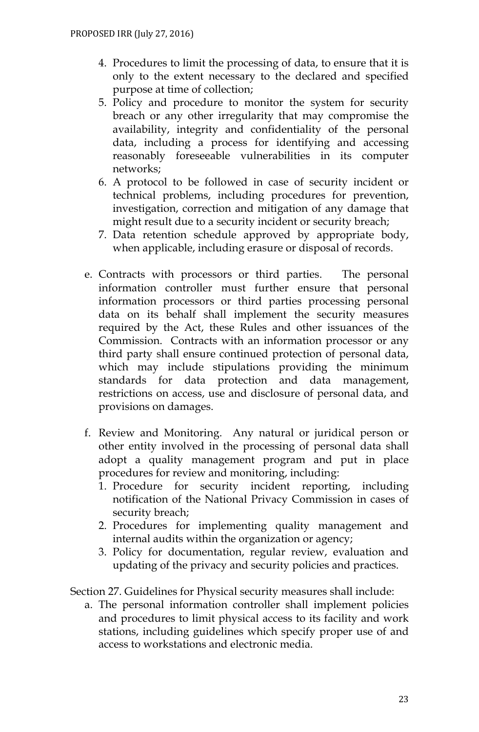4. Procedures to limit the processing of data, to ensure that it is only to the extent necessary to the declared and specified purpose at time of collection;
5. Policy and procedure to monitor the system for security breach or any other irregularity that may compromise the availability, integrity and confidentiality of the personal data, including a process for identifying and accessing reasonably foreseeable vulnerabilities in its computer networks;
6. A protocol to be followed in case of security incident or technical problems, including procedures for prevention, investigation, correction and mitigation of any damage that might result due to a security incident or security breach;
7. Data retention schedule approved by appropriate body, when applicable, including erasure or disposal of records.

e. Contracts with processors or third parties. The personal information controller must further ensure that personal information processors or third parties processing personal data on its behalf shall implement the security measures required by the Act, these Rules and other issuances of the Commission. Contracts with an information processor or any third party shall ensure continued protection of personal data, which may include stipulations providing the minimum standards for data protection and data management, restrictions on access, use and disclosure of personal data, and provisions on damages.

f. Review and Monitoring. Any natural or juridical person or other entity involved in the processing of personal data shall adopt a quality management program and put in place procedures for review and monitoring, including:
   1. Procedure for security incident reporting, including notification of the National Privacy Commission in cases of security breach;
   2. Procedures for implementing quality management and internal audits within the organization or agency;
   3. Policy for documentation, regular review, evaluation and updating of the privacy and security policies and practices.

Section 27. Guidelines for Physical security measures shall include:

a. The personal information controller shall implement policies and procedures to limit physical access to its facility and work stations, including guidelines which specify proper use of and access to workstations and electronic media.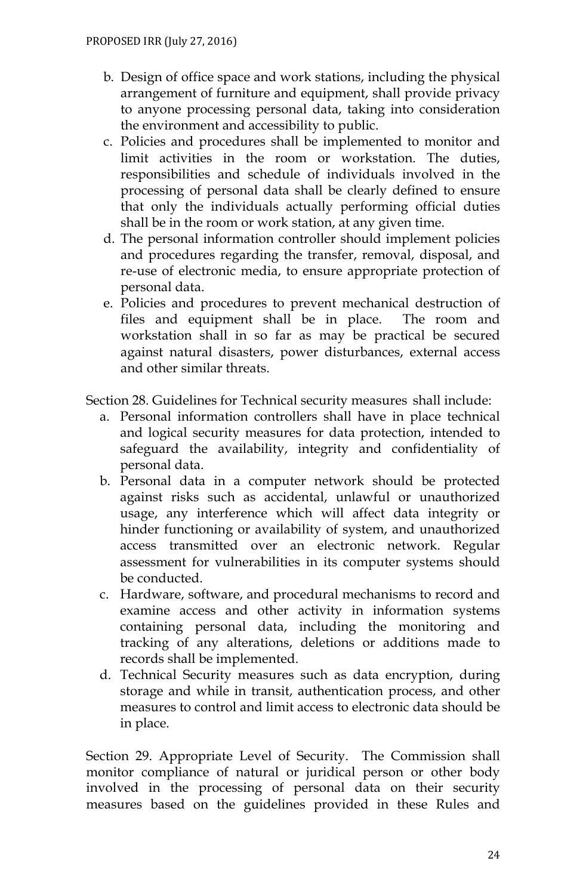b. Design of office space and work stations, including the physical arrangement of furniture and equipment, shall provide privacy to anyone processing personal data, taking into consideration the environment and accessibility to public.
c. Policies and procedures shall be implemented to monitor and limit activities in the room or workstation. The duties, responsibilities and schedule of individuals involved in the processing of personal data shall be clearly defined to ensure that only the individuals actually performing official duties shall be in the room or work station, at any given time.
d. The personal information controller should implement policies and procedures regarding the transfer, removal, disposal, and re-use of electronic media, to ensure appropriate protection of personal data.
e. Policies and procedures to prevent mechanical destruction of files and equipment shall be in place. The room and workstation shall in so far as may be practical be secured against natural disasters, power disturbances, external access and other similar threats.

Section 28. Guidelines for Technical security measures shall include:

a. Personal information controllers shall have in place technical and logical security measures for data protection, intended to safeguard the availability, integrity and confidentiality of personal data.
b. Personal data in a computer network should be protected against risks such as accidental, unlawful or unauthorized usage, any interference which will affect data integrity or hinder functioning or availability of system, and unauthorized access transmitted over an electronic network. Regular assessment for vulnerabilities in its computer systems should be conducted.
c. Hardware, software, and procedural mechanisms to record and examine access and other activity in information systems containing personal data, including the monitoring and tracking of any alterations, deletions or additions made to records shall be implemented.
d. Technical Security measures such as data encryption, during storage and while in transit, authentication process, and other measures to control and limit access to electronic data should be in place.

Section 29. Appropriate Level of Security. The Commission shall monitor compliance of natural or juridical person or other body involved in the processing of personal data on their security measures based on the guidelines provided in these Rules and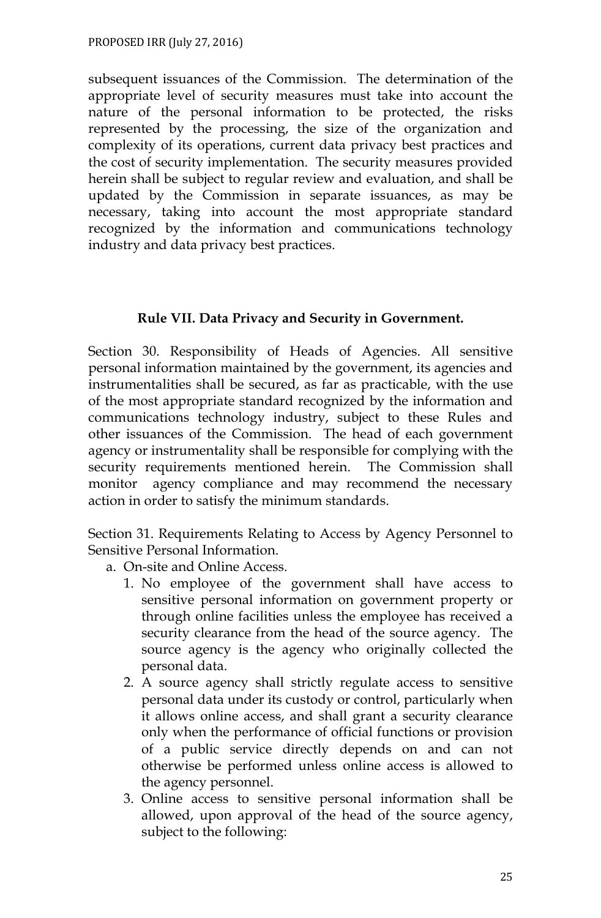subsequent issuances of the Commission. The determination of the appropriate level of security measures must take into account the nature of the personal information to be protected, the risks represented by the processing, the size of the organization and complexity of its operations, current data privacy best practices and the cost of security implementation. The security measures provided herein shall be subject to regular review and evaluation, and shall be updated by the Commission in separate issuances, as may be necessary, taking into account the most appropriate standard recognized by the information and communications technology industry and data privacy best practices.

## Rule VII. Data Privacy and Security in Government.

Section 30. Responsibility of Heads of Agencies. All sensitive personal information maintained by the government, its agencies and instrumentalities shall be secured, as far as practicable, with the use of the most appropriate standard recognized by the information and communications technology industry, subject to these Rules and other issuances of the Commission. The head of each government agency or instrumentality shall be responsible for complying with the security requirements mentioned herein. The Commission shall monitor agency compliance and may recommend the necessary action in order to satisfy the minimum standards.

Section 31. Requirements Relating to Access by Agency Personnel to Sensitive Personal Information.

a. On-site and Online Access.
   1. No employee of the government shall have access to sensitive personal information on government property or through online facilities unless the employee has received a security clearance from the head of the source agency. The source agency is the agency who originally collected the personal data.
   2. A source agency shall strictly regulate access to sensitive personal data under its custody or control, particularly when it allows online access, and shall grant a security clearance only when the performance of official functions or provision of a public service directly depends on and can not otherwise be performed unless online access is allowed to the agency personnel.
   3. Online access to sensitive personal information shall be allowed, upon approval of the head of the source agency, subject to the following: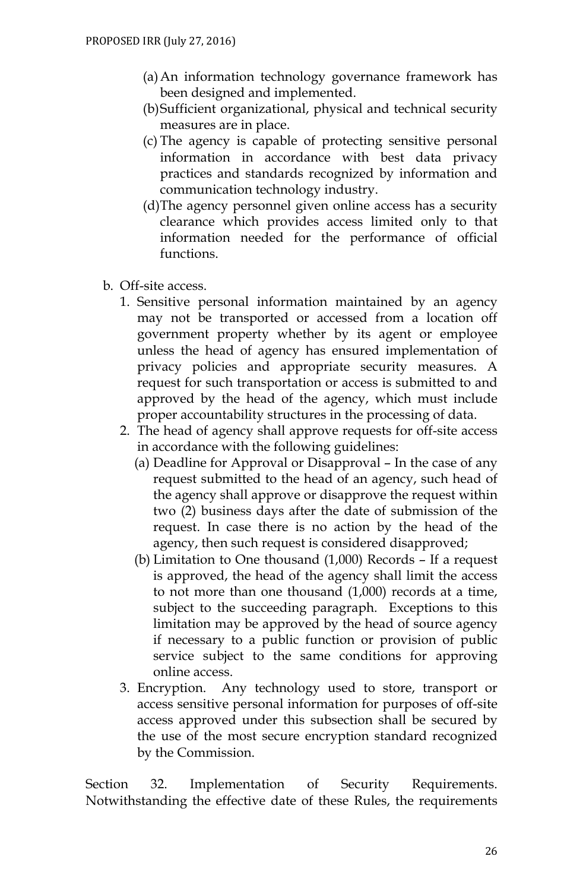(a) An information technology governance framework has been designed and implemented.

(b) Sufficient organizational, physical and technical security measures are in place.

(c) The agency is capable of protecting sensitive personal information in accordance with best data privacy practices and standards recognized by information and communication technology industry.

(d) The agency personnel given online access has a security clearance which provides access limited only to that information needed for the performance of official functions.

b. Off-site access.

1. Sensitive personal information maintained by an agency may not be transported or accessed from a location off government property whether by its agent or employee unless the head of agency has ensured implementation of privacy policies and appropriate security measures. A request for such transportation or access is submitted to and approved by the head of the agency, which must include proper accountability structures in the processing of data.

2. The head of agency shall approve requests for off-site access in accordance with the following guidelines:

   (a) Deadline for Approval or Disapproval – In the case of any request submitted to the head of an agency, such head of the agency shall approve or disapprove the request within two (2) business days after the date of submission of the request. In case there is no action by the head of the agency, then such request is considered disapproved;

   (b) Limitation to One thousand (1,000) Records – If a request is approved, the head of the agency shall limit the access to not more than one thousand (1,000) records at a time, subject to the succeeding paragraph. Exceptions to this limitation may be approved by the head of source agency if necessary to a public function or provision of public service subject to the same conditions for approving online access.

3. Encryption. Any technology used to store, transport or access sensitive personal information for purposes of off-site access approved under this subsection shall be secured by the use of the most secure encryption standard recognized by the Commission.

Section 32. Implementation of Security Requirements. Notwithstanding the effective date of these Rules, the requirements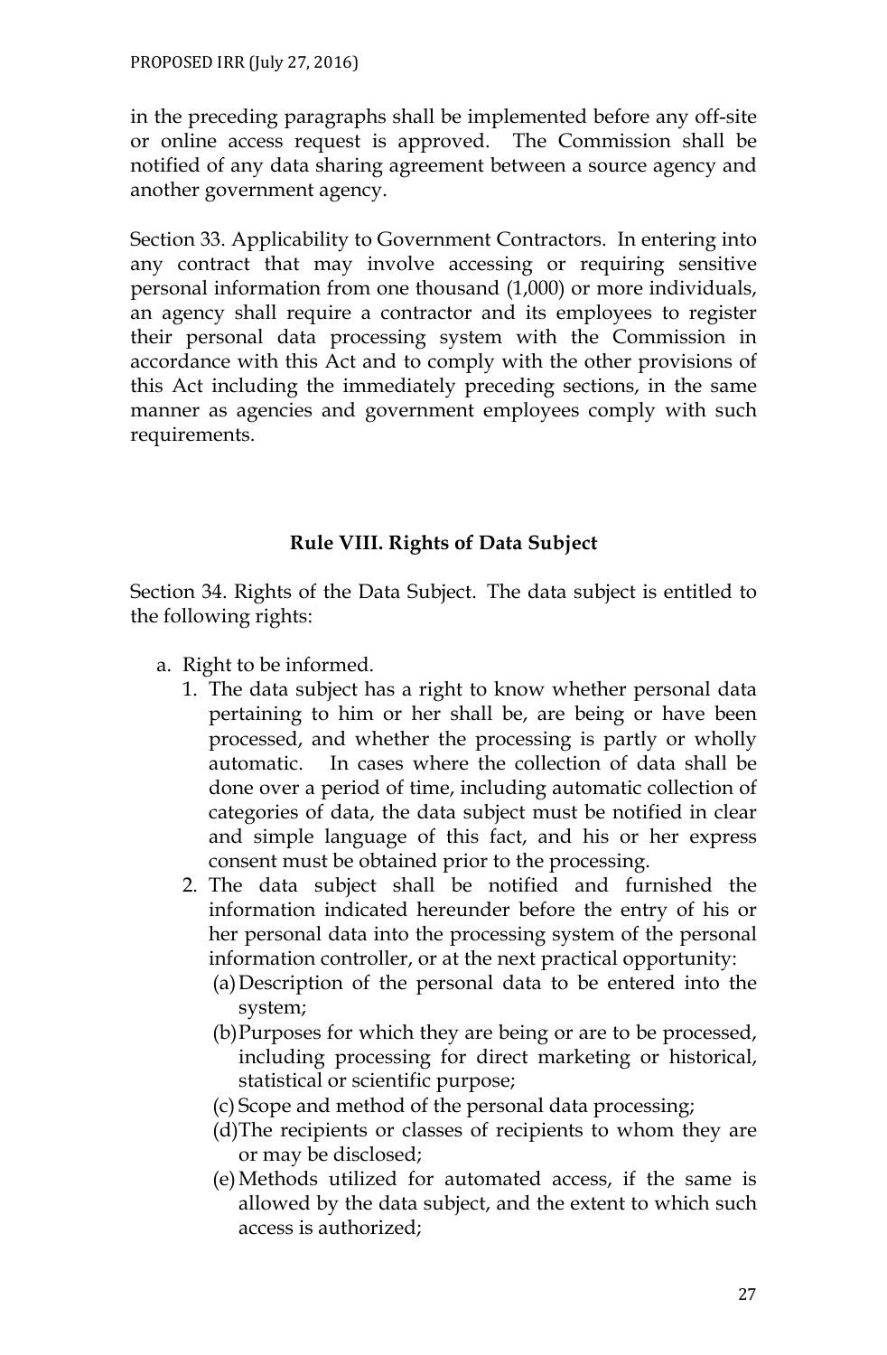in the preceding paragraphs shall be implemented before any off-site or online access request is approved. The Commission shall be notified of any data sharing agreement between a source agency and another government agency.

Section 33. Applicability to Government Contractors. In entering into any contract that may involve accessing or requiring sensitive personal information from one thousand (1,000) or more individuals, an agency shall require a contractor and its employees to register their personal data processing system with the Commission in accordance with this Act and to comply with the other provisions of this Act including the immediately preceding sections, in the same manner as agencies and government employees comply with such requirements.

## Rule VIII. Rights of Data Subject

Section 34. Rights of the Data Subject. The data subject is entitled to the following rights:

a. Right to be informed.
   1. The data subject has a right to know whether personal data pertaining to him or her shall be, are being or have been processed, and whether the processing is partly or wholly automatic. In cases where the collection of data shall be done over a period of time, including automatic collection of categories of data, the data subject must be notified in clear and simple language of this fact, and his or her express consent must be obtained prior to the processing.
   2. The data subject shall be notified and furnished the information indicated hereunder before the entry of his or her personal data into the processing system of the personal information controller, or at the next practical opportunity:
      (a) Description of the personal data to be entered into the system;
      (b) Purposes for which they are being or are to be processed, including processing for direct marketing or historical, statistical or scientific purpose;
      (c) Scope and method of the personal data processing;
      (d) The recipients or classes of recipients to whom they are or may be disclosed;
      (e) Methods utilized for automated access, if the same is allowed by the data subject, and the extent to which such access is authorized;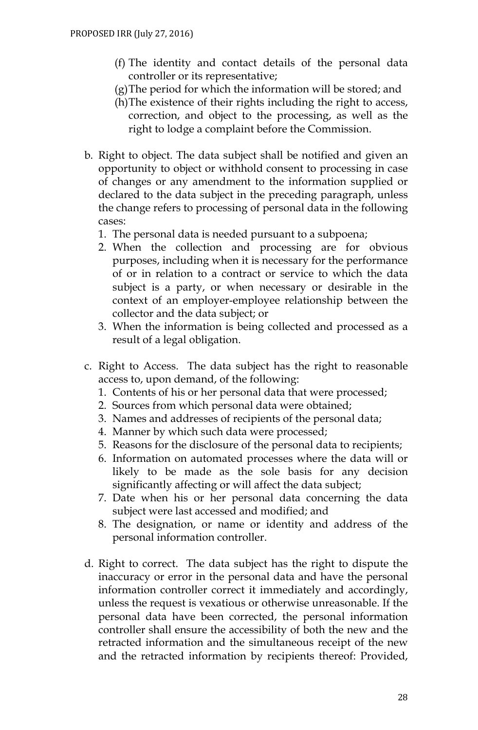(f) The identity and contact details of the personal data controller or its representative;

(g) The period for which the information will be stored; and

(h) The existence of their rights including the right to access, correction, and object to the processing, as well as the right to lodge a complaint before the Commission.

b. Right to object. The data subject shall be notified and given an opportunity to object or withhold consent to processing in case of changes or any amendment to the information supplied or declared to the data subject in the preceding paragraph, unless the change refers to processing of personal data in the following cases:
   1. The personal data is needed pursuant to a subpoena;
   2. When the collection and processing are for obvious purposes, including when it is necessary for the performance of or in relation to a contract or service to which the data subject is a party, or when necessary or desirable in the context of an employer-employee relationship between the collector and the data subject; or
   3. When the information is being collected and processed as a result of a legal obligation.

c. Right to Access. The data subject has the right to reasonable access to, upon demand, of the following:
   1. Contents of his or her personal data that were processed;
   2. Sources from which personal data were obtained;
   3. Names and addresses of recipients of the personal data;
   4. Manner by which such data were processed;
   5. Reasons for the disclosure of the personal data to recipients;
   6. Information on automated processes where the data will or likely to be made as the sole basis for any decision significantly affecting or will affect the data subject;
   7. Date when his or her personal data concerning the data subject were last accessed and modified; and
   8. The designation, or name or identity and address of the personal information controller.

d. Right to correct. The data subject has the right to dispute the inaccuracy or error in the personal data and have the personal information controller correct it immediately and accordingly, unless the request is vexatious or otherwise unreasonable. If the personal data have been corrected, the personal information controller shall ensure the accessibility of both the new and the retracted information and the simultaneous receipt of the new and the retracted information by recipients thereof: Provided,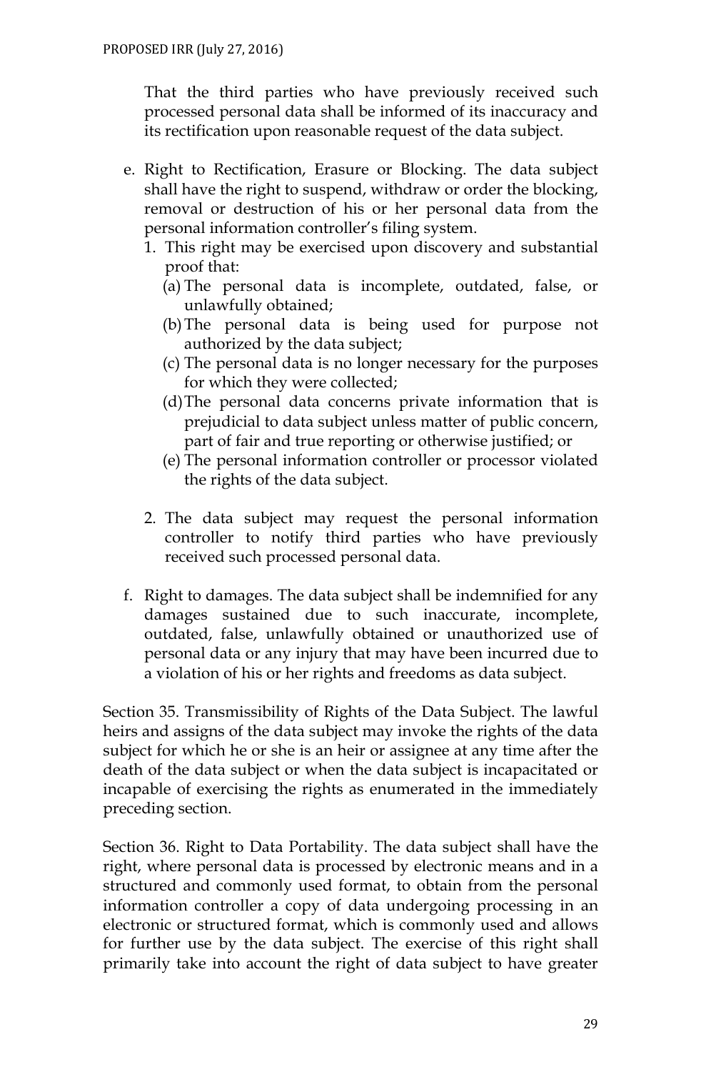That the third parties who have previously received such processed personal data shall be informed of its inaccuracy and its rectification upon reasonable request of the data subject.

e. Right to Rectification, Erasure or Blocking. The data subject shall have the right to suspend, withdraw or order the blocking, removal or destruction of his or her personal data from the personal information controller's filing system.
   1. This right may be exercised upon discovery and substantial proof that:
      (a) The personal data is incomplete, outdated, false, or unlawfully obtained;
      (b) The personal data is being used for purpose not authorized by the data subject;
      (c) The personal data is no longer necessary for the purposes for which they were collected;
      (d) The personal data concerns private information that is prejudicial to data subject unless matter of public concern, part of fair and true reporting or otherwise justified; or
      (e) The personal information controller or processor violated the rights of the data subject.

   2. The data subject may request the personal information controller to notify third parties who have previously received such processed personal data.

f. Right to damages. The data subject shall be indemnified for any damages sustained due to such inaccurate, incomplete, outdated, false, unlawfully obtained or unauthorized use of personal data or any injury that may have been incurred due to a violation of his or her rights and freedoms as data subject.

Section 35. Transmissibility of Rights of the Data Subject. The lawful heirs and assigns of the data subject may invoke the rights of the data subject for which he or she is an heir or assignee at any time after the death of the data subject or when the data subject is incapacitated or incapable of exercising the rights as enumerated in the immediately preceding section.

Section 36. Right to Data Portability. The data subject shall have the right, where personal data is processed by electronic means and in a structured and commonly used format, to obtain from the personal information controller a copy of data undergoing processing in an electronic or structured format, which is commonly used and allows for further use by the data subject. The exercise of this right shall primarily take into account the right of data subject to have greater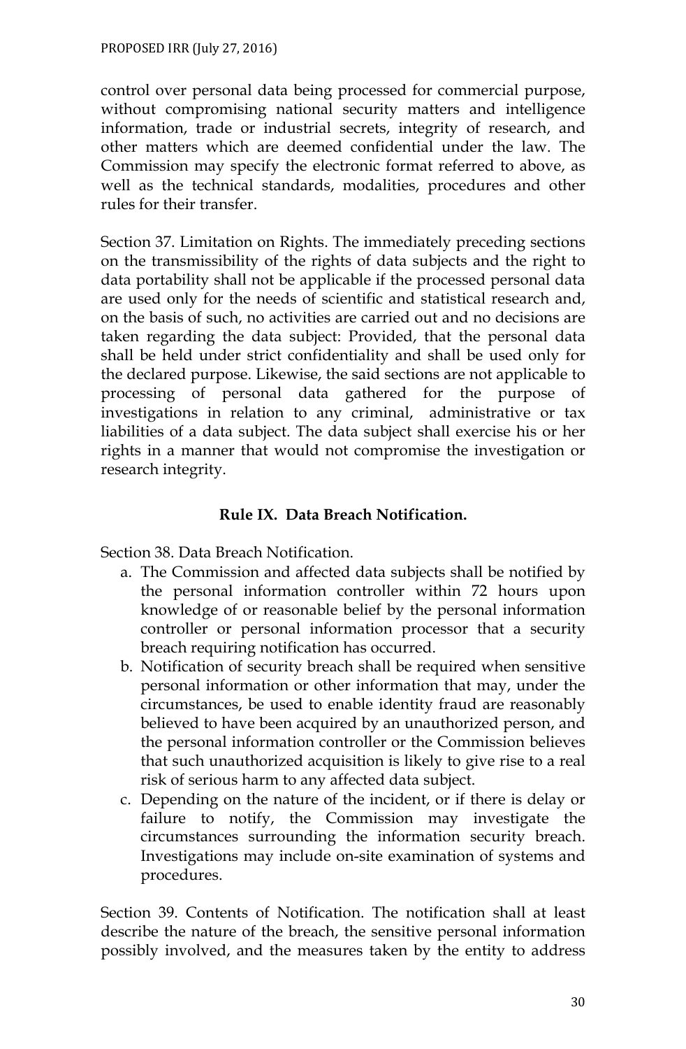control over personal data being processed for commercial purpose, without compromising national security matters and intelligence information, trade or industrial secrets, integrity of research, and other matters which are deemed confidential under the law. The Commission may specify the electronic format referred to above, as well as the technical standards, modalities, procedures and other rules for their transfer.

Section 37. Limitation on Rights. The immediately preceding sections on the transmissibility of the rights of data subjects and the right to data portability shall not be applicable if the processed personal data are used only for the needs of scientific and statistical research and, on the basis of such, no activities are carried out and no decisions are taken regarding the data subject: Provided, that the personal data shall be held under strict confidentiality and shall be used only for the declared purpose. Likewise, the said sections are not applicable to processing of personal data gathered for the purpose of investigations in relation to any criminal, administrative or tax liabilities of a data subject. The data subject shall exercise his or her rights in a manner that would not compromise the investigation or research integrity.

## Rule IX. Data Breach Notification.

Section 38. Data Breach Notification.

a. The Commission and affected data subjects shall be notified by the personal information controller within 72 hours upon knowledge of or reasonable belief by the personal information controller or personal information processor that a security breach requiring notification has occurred.
b. Notification of security breach shall be required when sensitive personal information or other information that may, under the circumstances, be used to enable identity fraud are reasonably believed to have been acquired by an unauthorized person, and the personal information controller or the Commission believes that such unauthorized acquisition is likely to give rise to a real risk of serious harm to any affected data subject.
c. Depending on the nature of the incident, or if there is delay or failure to notify, the Commission may investigate the circumstances surrounding the information security breach. Investigations may include on-site examination of systems and procedures.

Section 39. Contents of Notification. The notification shall at least describe the nature of the breach, the sensitive personal information possibly involved, and the measures taken by the entity to address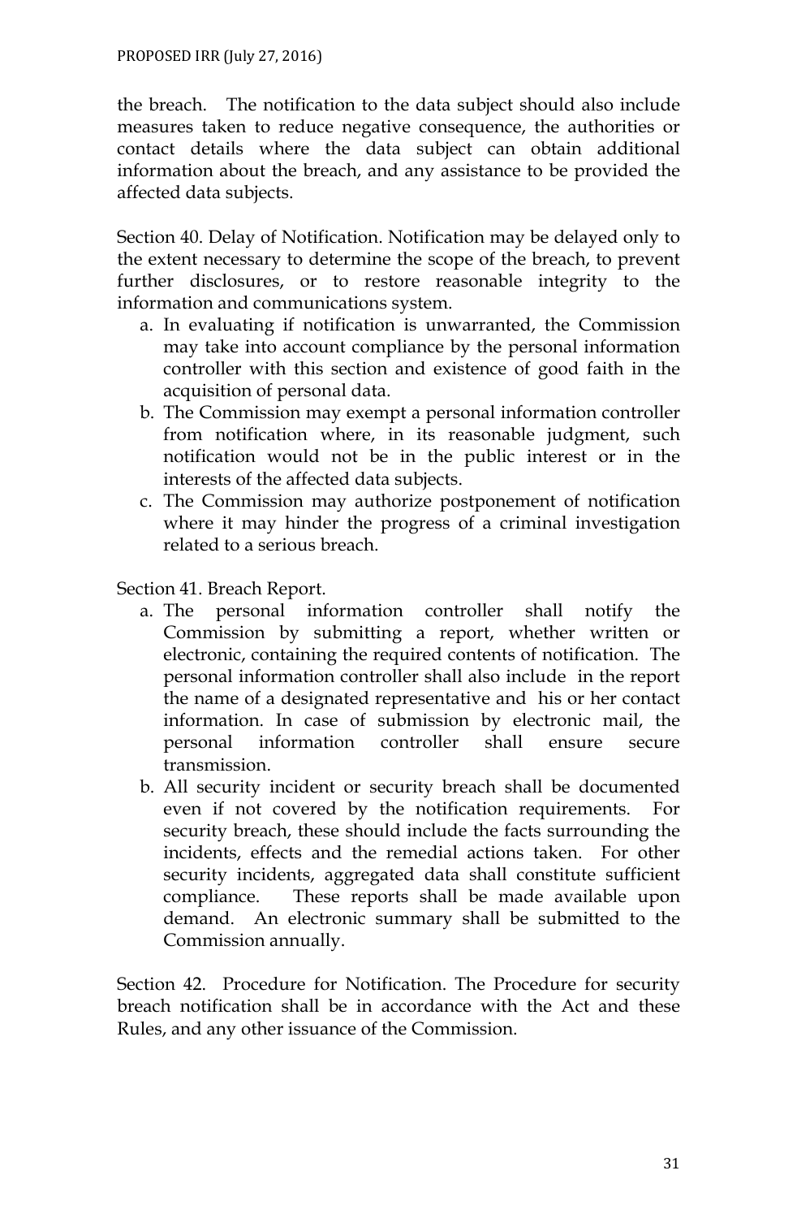the breach. The notification to the data subject should also include measures taken to reduce negative consequence, the authorities or contact details where the data subject can obtain additional information about the breach, and any assistance to be provided the affected data subjects.

Section 40. Delay of Notification. Notification may be delayed only to the extent necessary to determine the scope of the breach, to prevent further disclosures, or to restore reasonable integrity to the information and communications system.

a. In evaluating if notification is unwarranted, the Commission may take into account compliance by the personal information controller with this section and existence of good faith in the acquisition of personal data.
b. The Commission may exempt a personal information controller from notification where, in its reasonable judgment, such notification would not be in the public interest or in the interests of the affected data subjects.
c. The Commission may authorize postponement of notification where it may hinder the progress of a criminal investigation related to a serious breach.

Section 41. Breach Report.

a. The personal information controller shall notify the Commission by submitting a report, whether written or electronic, containing the required contents of notification. The personal information controller shall also include in the report the name of a designated representative and his or her contact information. In case of submission by electronic mail, the personal information controller shall ensure secure transmission.
b. All security incident or security breach shall be documented even if not covered by the notification requirements. For security breach, these should include the facts surrounding the incidents, effects and the remedial actions taken. For other security incidents, aggregated data shall constitute sufficient compliance. These reports shall be made available upon demand. An electronic summary shall be submitted to the Commission annually.

Section 42. Procedure for Notification. The Procedure for security breach notification shall be in accordance with the Act and these Rules, and any other issuance of the Commission.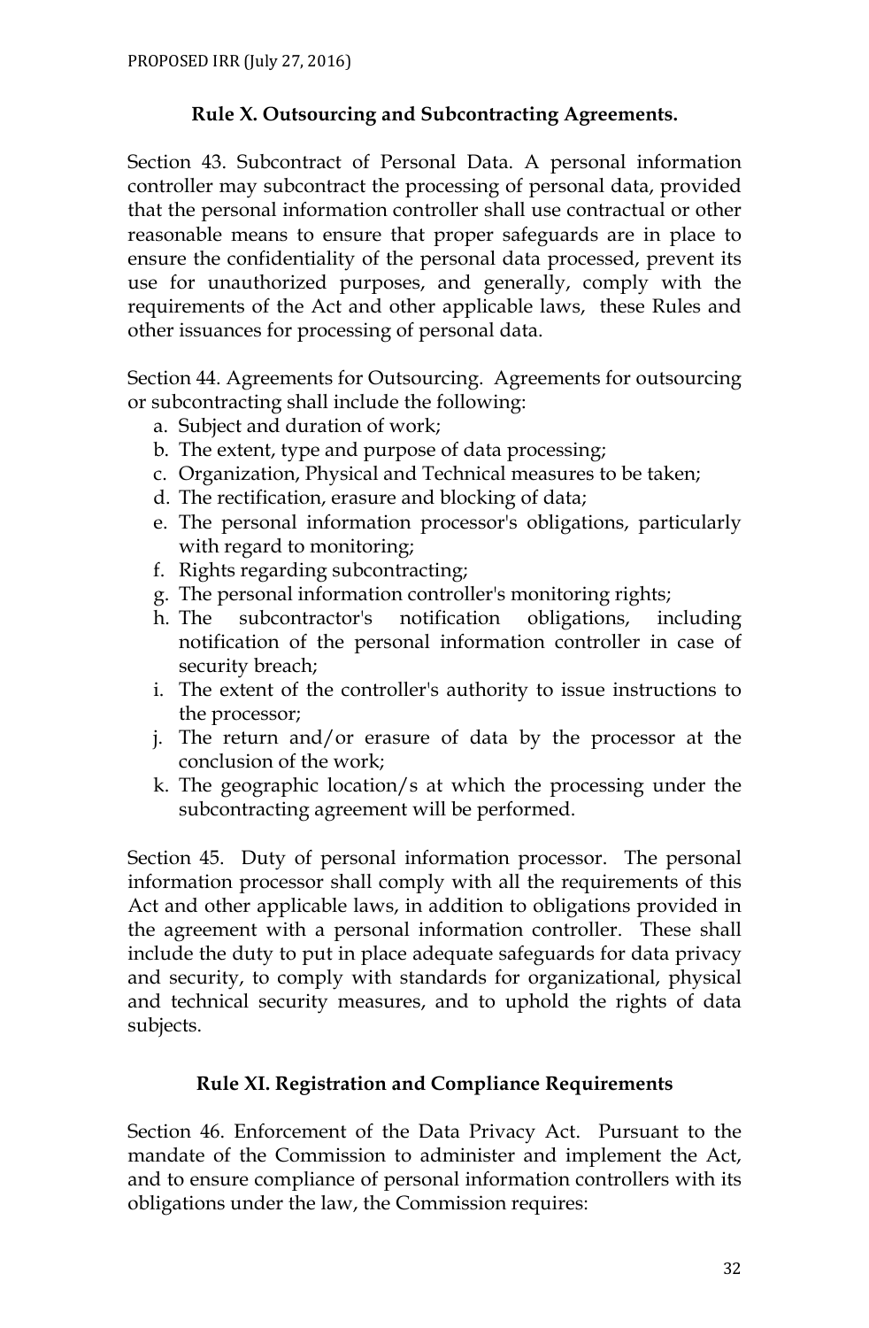## Rule X. Outsourcing and Subcontracting Agreements.

Section 43. Subcontract of Personal Data. A personal information controller may subcontract the processing of personal data, provided that the personal information controller shall use contractual or other reasonable means to ensure that proper safeguards are in place to ensure the confidentiality of the personal data processed, prevent its use for unauthorized purposes, and generally, comply with the requirements of the Act and other applicable laws, these Rules and other issuances for processing of personal data.

Section 44. Agreements for Outsourcing. Agreements for outsourcing or subcontracting shall include the following:

a. Subject and duration of work;
b. The extent, type and purpose of data processing;
c. Organization, Physical and Technical measures to be taken;
d. The rectification, erasure and blocking of data;
e. The personal information processor's obligations, particularly with regard to monitoring;
f. Rights regarding subcontracting;
g. The personal information controller's monitoring rights;
h. The subcontractor's notification obligations, including notification of the personal information controller in case of security breach;
i. The extent of the controller's authority to issue instructions to the processor;
j. The return and/or erasure of data by the processor at the conclusion of the work;
k. The geographic location/s at which the processing under the subcontracting agreement will be performed.

Section 45. Duty of personal information processor. The personal information processor shall comply with all the requirements of this Act and other applicable laws, in addition to obligations provided in the agreement with a personal information controller. These shall include the duty to put in place adequate safeguards for data privacy and security, to comply with standards for organizational, physical and technical security measures, and to uphold the rights of data subjects.

## Rule XI. Registration and Compliance Requirements

Section 46. Enforcement of the Data Privacy Act. Pursuant to the mandate of the Commission to administer and implement the Act, and to ensure compliance of personal information controllers with its obligations under the law, the Commission requires: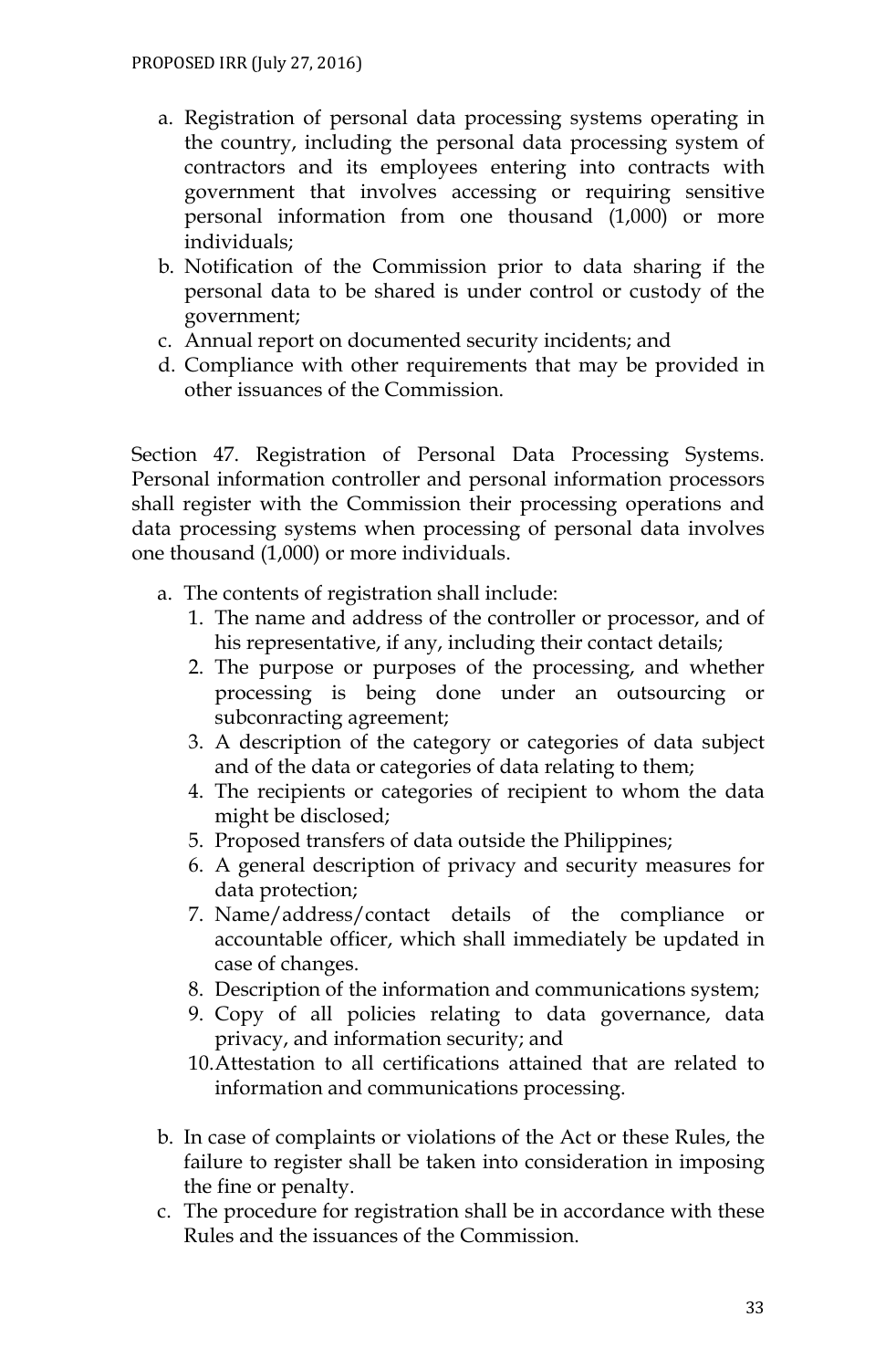a. Registration of personal data processing systems operating in the country, including the personal data processing system of contractors and its employees entering into contracts with government that involves accessing or requiring sensitive personal information from one thousand (1,000) or more individuals;
b. Notification of the Commission prior to data sharing if the personal data to be shared is under control or custody of the government;
c. Annual report on documented security incidents; and
d. Compliance with other requirements that may be provided in other issuances of the Commission.

Section 47. Registration of Personal Data Processing Systems. Personal information controller and personal information processors shall register with the Commission their processing operations and data processing systems when processing of personal data involves one thousand (1,000) or more individuals.

a. The contents of registration shall include:
   1. The name and address of the controller or processor, and of his representative, if any, including their contact details;
   2. The purpose or purposes of the processing, and whether processing is being done under an outsourcing or subconracting agreement;
   3. A description of the category or categories of data subject and of the data or categories of data relating to them;
   4. The recipients or categories of recipient to whom the data might be disclosed;
   5. Proposed transfers of data outside the Philippines;
   6. A general description of privacy and security measures for data protection;
   7. Name/address/contact details of the compliance or accountable officer, which shall immediately be updated in case of changes.
   8. Description of the information and communications system;
   9. Copy of all policies relating to data governance, data privacy, and information security; and
   10. Attestation to all certifications attained that are related to information and communications processing.

b. In case of complaints or violations of the Act or these Rules, the failure to register shall be taken into consideration in imposing the fine or penalty.
c. The procedure for registration shall be in accordance with these Rules and the issuances of the Commission.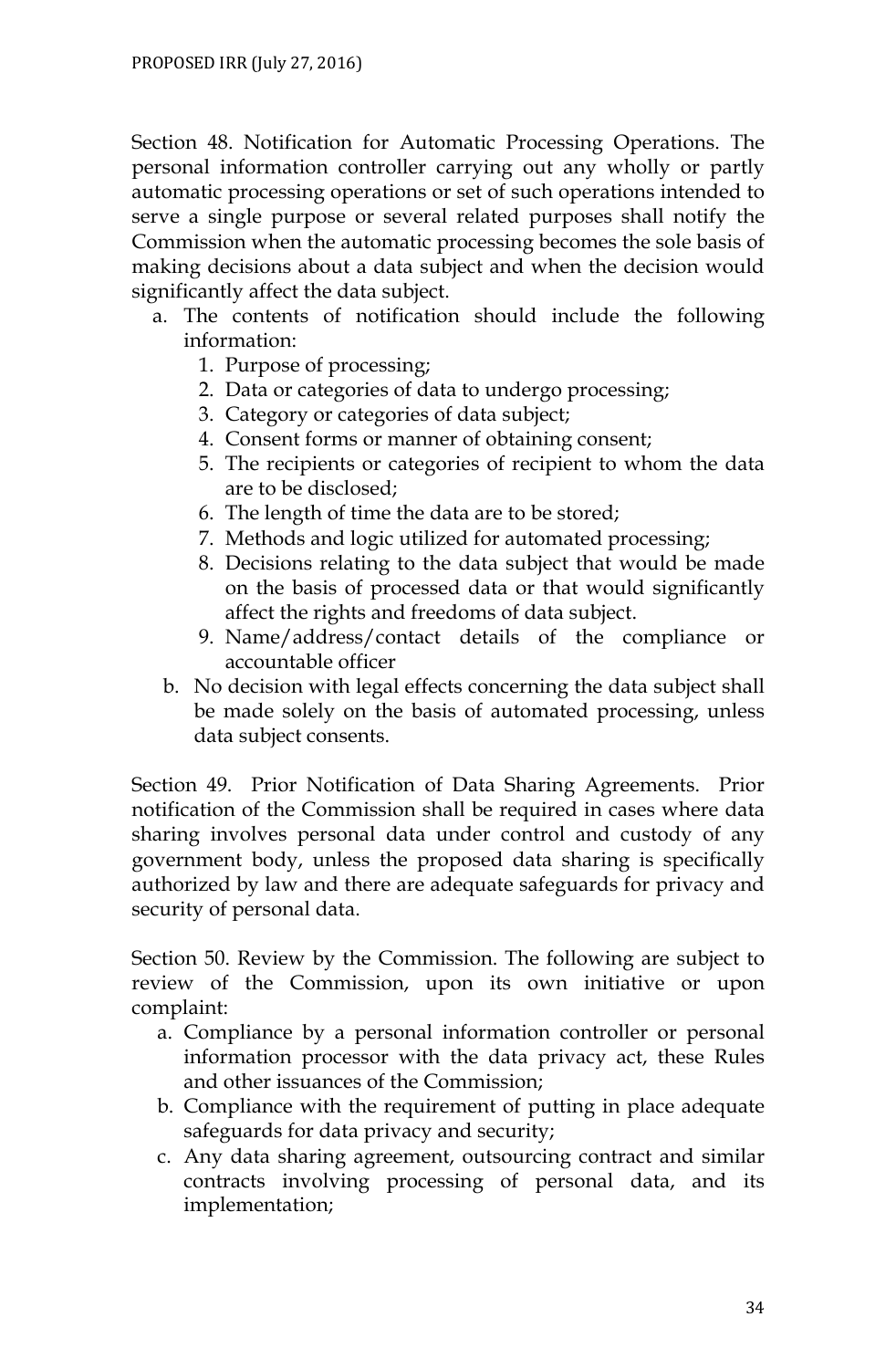Section 48. Notification for Automatic Processing Operations. The personal information controller carrying out any wholly or partly automatic processing operations or set of such operations intended to serve a single purpose or several related purposes shall notify the Commission when the automatic processing becomes the sole basis of making decisions about a data subject and when the decision would significantly affect the data subject.

a. The contents of notification should include the following information:
   1. Purpose of processing;
   2. Data or categories of data to undergo processing;
   3. Category or categories of data subject;
   4. Consent forms or manner of obtaining consent;
   5. The recipients or categories of recipient to whom the data are to be disclosed;
   6. The length of time the data are to be stored;
   7. Methods and logic utilized for automated processing;
   8. Decisions relating to the data subject that would be made on the basis of processed data or that would significantly affect the rights and freedoms of data subject.
   9. Name/address/contact details of the compliance or accountable officer
b. No decision with legal effects concerning the data subject shall be made solely on the basis of automated processing, unless data subject consents.

Section 49. Prior Notification of Data Sharing Agreements. Prior notification of the Commission shall be required in cases where data sharing involves personal data under control and custody of any government body, unless the proposed data sharing is specifically authorized by law and there are adequate safeguards for privacy and security of personal data.

Section 50. Review by the Commission. The following are subject to review of the Commission, upon its own initiative or upon complaint:

a. Compliance by a personal information controller or personal information processor with the data privacy act, these Rules and other issuances of the Commission;
b. Compliance with the requirement of putting in place adequate safeguards for data privacy and security;
c. Any data sharing agreement, outsourcing contract and similar contracts involving processing of personal data, and its implementation;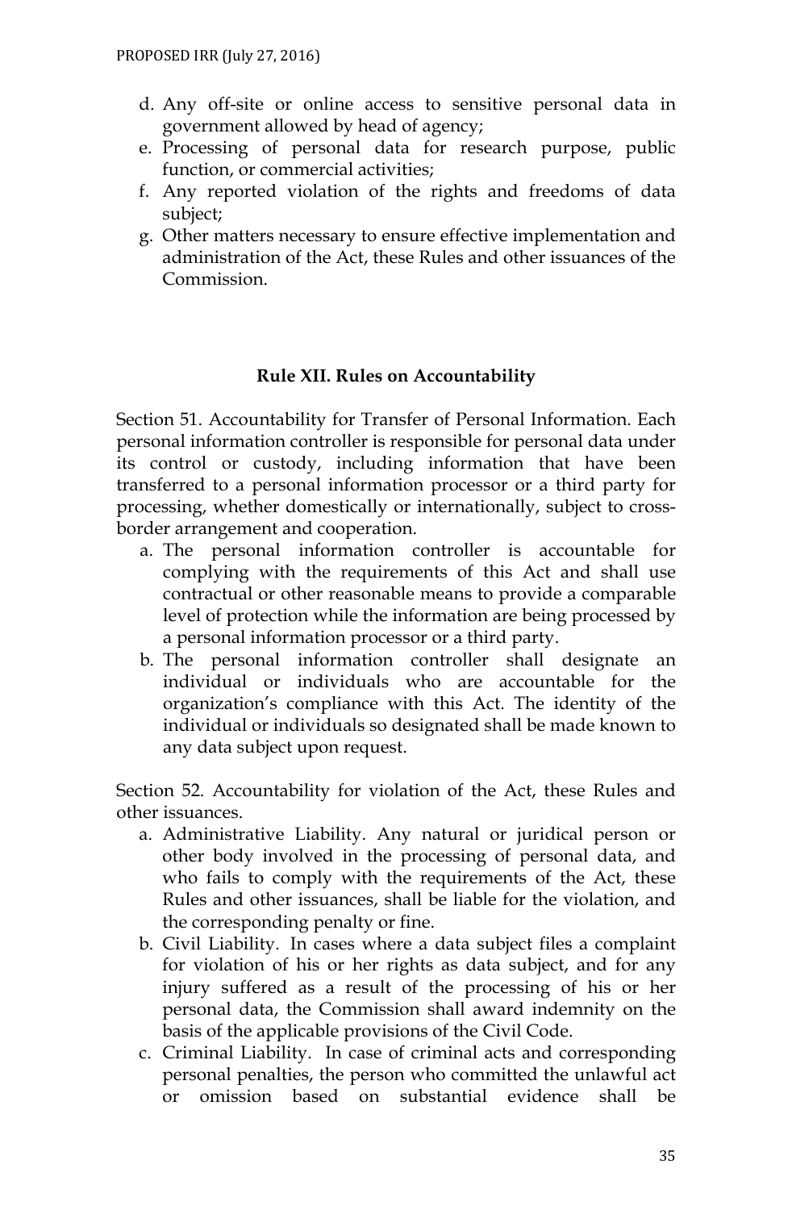d. Any off-site or online access to sensitive personal data in government allowed by head of agency;
e. Processing of personal data for research purpose, public function, or commercial activities;
f. Any reported violation of the rights and freedoms of data subject;
g. Other matters necessary to ensure effective implementation and administration of the Act, these Rules and other issuances of the Commission.

### Rule XII. Rules on Accountability

Section 51. Accountability for Transfer of Personal Information. Each personal information controller is responsible for personal data under its control or custody, including information that have been transferred to a personal information processor or a third party for processing, whether domestically or internationally, subject to cross-border arrangement and cooperation.

a. The personal information controller is accountable for complying with the requirements of this Act and shall use contractual or other reasonable means to provide a comparable level of protection while the information are being processed by a personal information processor or a third party.
b. The personal information controller shall designate an individual or individuals who are accountable for the organization's compliance with this Act. The identity of the individual or individuals so designated shall be made known to any data subject upon request.

Section 52. Accountability for violation of the Act, these Rules and other issuances.

a. Administrative Liability. Any natural or juridical person or other body involved in the processing of personal data, and who fails to comply with the requirements of the Act, these Rules and other issuances, shall be liable for the violation, and the corresponding penalty or fine.
b. Civil Liability. In cases where a data subject files a complaint for violation of his or her rights as data subject, and for any injury suffered as a result of the processing of his or her personal data, the Commission shall award indemnity on the basis of the applicable provisions of the Civil Code.
c. Criminal Liability. In case of criminal acts and corresponding personal penalties, the person who committed the unlawful act or omission based on substantial evidence shall be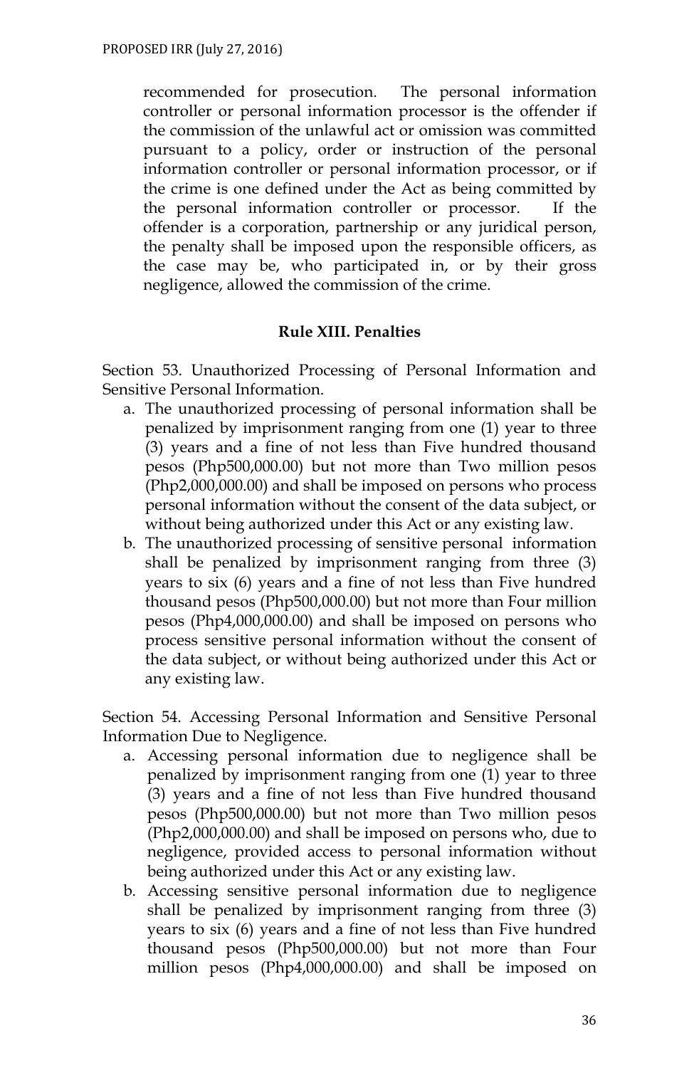recommended for prosecution. The personal information controller or personal information processor is the offender if the commission of the unlawful act or omission was committed pursuant to a policy, order or instruction of the personal information controller or personal information processor, or if the crime is one defined under the Act as being committed by the personal information controller or processor. If the offender is a corporation, partnership or any juridical person, the penalty shall be imposed upon the responsible officers, as the case may be, who participated in, or by their gross negligence, allowed the commission of the crime.

## Rule XIII. Penalties

Section 53. Unauthorized Processing of Personal Information and Sensitive Personal Information.

a. The unauthorized processing of personal information shall be penalized by imprisonment ranging from one (1) year to three (3) years and a fine of not less than Five hundred thousand pesos (Php500,000.00) but not more than Two million pesos (Php2,000,000.00) and shall be imposed on persons who process personal information without the consent of the data subject, or without being authorized under this Act or any existing law.
b. The unauthorized processing of sensitive personal information shall be penalized by imprisonment ranging from three (3) years to six (6) years and a fine of not less than Five hundred thousand pesos (Php500,000.00) but not more than Four million pesos (Php4,000,000.00) and shall be imposed on persons who process sensitive personal information without the consent of the data subject, or without being authorized under this Act or any existing law.

Section 54. Accessing Personal Information and Sensitive Personal Information Due to Negligence.

a. Accessing personal information due to negligence shall be penalized by imprisonment ranging from one (1) year to three (3) years and a fine of not less than Five hundred thousand pesos (Php500,000.00) but not more than Two million pesos (Php2,000,000.00) and shall be imposed on persons who, due to negligence, provided access to personal information without being authorized under this Act or any existing law.
b. Accessing sensitive personal information due to negligence shall be penalized by imprisonment ranging from three (3) years to six (6) years and a fine of not less than Five hundred thousand pesos (Php500,000.00) but not more than Four million pesos (Php4,000,000.00) and shall be imposed on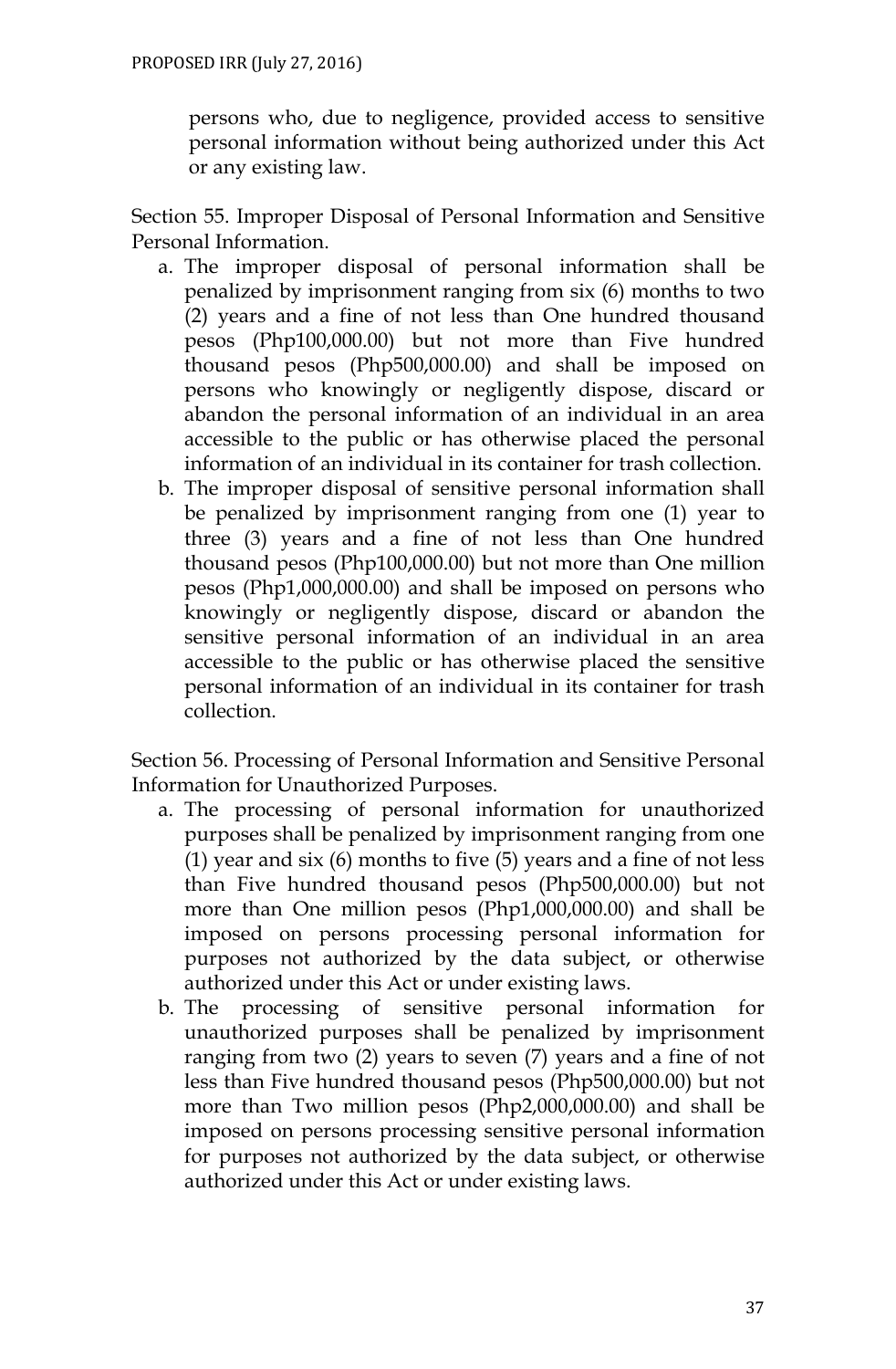persons who, due to negligence, provided access to sensitive personal information without being authorized under this Act or any existing law.

Section 55. Improper Disposal of Personal Information and Sensitive Personal Information.

a. The improper disposal of personal information shall be penalized by imprisonment ranging from six (6) months to two (2) years and a fine of not less than One hundred thousand pesos (Php100,000.00) but not more than Five hundred thousand pesos (Php500,000.00) and shall be imposed on persons who knowingly or negligently dispose, discard or abandon the personal information of an individual in an area accessible to the public or has otherwise placed the personal information of an individual in its container for trash collection.
b. The improper disposal of sensitive personal information shall be penalized by imprisonment ranging from one (1) year to three (3) years and a fine of not less than One hundred thousand pesos (Php100,000.00) but not more than One million pesos (Php1,000,000.00) and shall be imposed on persons who knowingly or negligently dispose, discard or abandon the sensitive personal information of an individual in an area accessible to the public or has otherwise placed the sensitive personal information of an individual in its container for trash collection.

Section 56. Processing of Personal Information and Sensitive Personal Information for Unauthorized Purposes.

a. The processing of personal information for unauthorized purposes shall be penalized by imprisonment ranging from one (1) year and six (6) months to five (5) years and a fine of not less than Five hundred thousand pesos (Php500,000.00) but not more than One million pesos (Php1,000,000.00) and shall be imposed on persons processing personal information for purposes not authorized by the data subject, or otherwise authorized under this Act or under existing laws.
b. The processing of sensitive personal information for unauthorized purposes shall be penalized by imprisonment ranging from two (2) years to seven (7) years and a fine of not less than Five hundred thousand pesos (Php500,000.00) but not more than Two million pesos (Php2,000,000.00) and shall be imposed on persons processing sensitive personal information for purposes not authorized by the data subject, or otherwise authorized under this Act or under existing laws.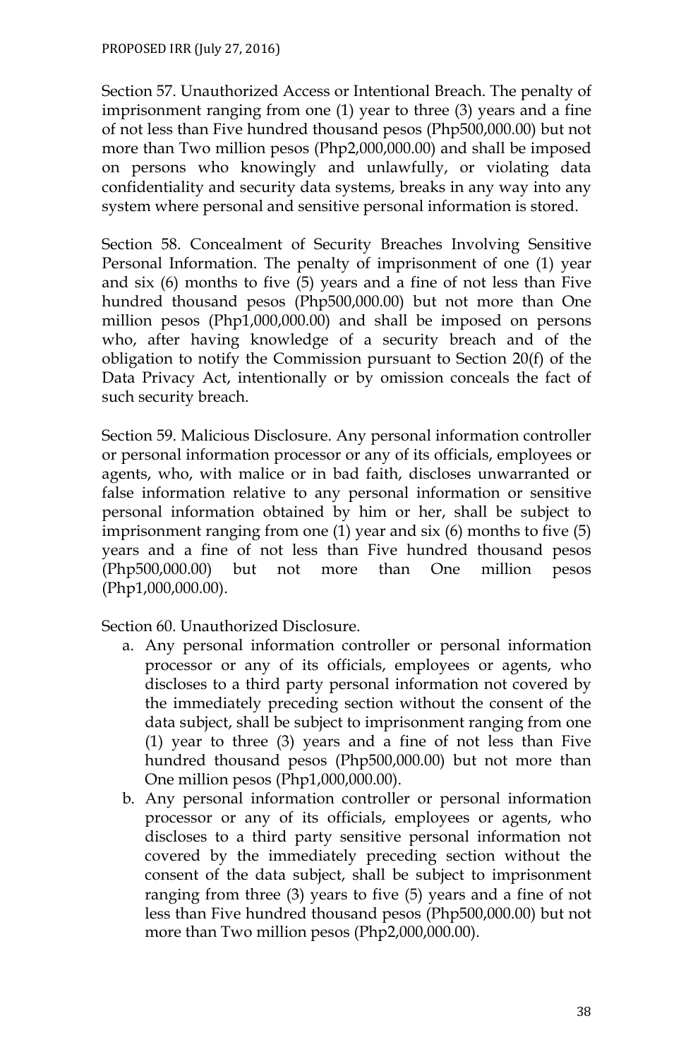Section 57. Unauthorized Access or Intentional Breach. The penalty of imprisonment ranging from one (1) year to three (3) years and a fine of not less than Five hundred thousand pesos (Php500,000.00) but not more than Two million pesos (Php2,000,000.00) and shall be imposed on persons who knowingly and unlawfully, or violating data confidentiality and security data systems, breaks in any way into any system where personal and sensitive personal information is stored.

Section 58. Concealment of Security Breaches Involving Sensitive Personal Information. The penalty of imprisonment of one (1) year and six (6) months to five (5) years and a fine of not less than Five hundred thousand pesos (Php500,000.00) but not more than One million pesos (Php1,000,000.00) and shall be imposed on persons who, after having knowledge of a security breach and of the obligation to notify the Commission pursuant to Section 20(f) of the Data Privacy Act, intentionally or by omission conceals the fact of such security breach.

Section 59. Malicious Disclosure. Any personal information controller or personal information processor or any of its officials, employees or agents, who, with malice or in bad faith, discloses unwarranted or false information relative to any personal information or sensitive personal information obtained by him or her, shall be subject to imprisonment ranging from one (1) year and six (6) months to five (5) years and a fine of not less than Five hundred thousand pesos (Php500,000.00) but not more than One million pesos (Php1,000,000.00).

Section 60. Unauthorized Disclosure.

a. Any personal information controller or personal information processor or any of its officials, employees or agents, who discloses to a third party personal information not covered by the immediately preceding section without the consent of the data subject, shall be subject to imprisonment ranging from one (1) year to three (3) years and a fine of not less than Five hundred thousand pesos (Php500,000.00) but not more than One million pesos (Php1,000,000.00).
b. Any personal information controller or personal information processor or any of its officials, employees or agents, who discloses to a third party sensitive personal information not covered by the immediately preceding section without the consent of the data subject, shall be subject to imprisonment ranging from three (3) years to five (5) years and a fine of not less than Five hundred thousand pesos (Php500,000.00) but not more than Two million pesos (Php2,000,000.00).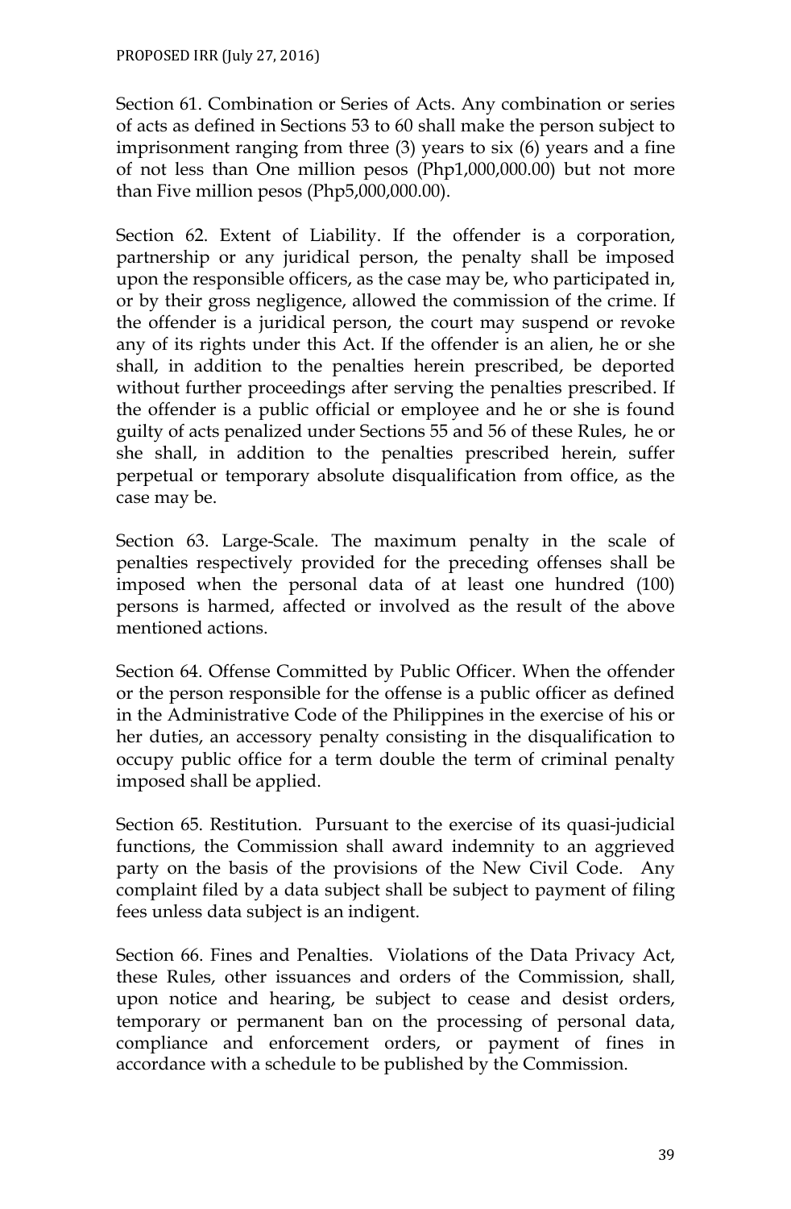Section 61. Combination or Series of Acts. Any combination or series of acts as defined in Sections 53 to 60 shall make the person subject to imprisonment ranging from three (3) years to six (6) years and a fine of not less than One million pesos (Php1,000,000.00) but not more than Five million pesos (Php5,000,000.00).

Section 62. Extent of Liability. If the offender is a corporation, partnership or any juridical person, the penalty shall be imposed upon the responsible officers, as the case may be, who participated in, or by their gross negligence, allowed the commission of the crime. If the offender is a juridical person, the court may suspend or revoke any of its rights under this Act. If the offender is an alien, he or she shall, in addition to the penalties herein prescribed, be deported without further proceedings after serving the penalties prescribed. If the offender is a public official or employee and he or she is found guilty of acts penalized under Sections 55 and 56 of these Rules, he or she shall, in addition to the penalties prescribed herein, suffer perpetual or temporary absolute disqualification from office, as the case may be.

Section 63. Large-Scale. The maximum penalty in the scale of penalties respectively provided for the preceding offenses shall be imposed when the personal data of at least one hundred (100) persons is harmed, affected or involved as the result of the above mentioned actions.

Section 64. Offense Committed by Public Officer. When the offender or the person responsible for the offense is a public officer as defined in the Administrative Code of the Philippines in the exercise of his or her duties, an accessory penalty consisting in the disqualification to occupy public office for a term double the term of criminal penalty imposed shall be applied.

Section 65. Restitution. Pursuant to the exercise of its quasi-judicial functions, the Commission shall award indemnity to an aggrieved party on the basis of the provisions of the New Civil Code. Any complaint filed by a data subject shall be subject to payment of filing fees unless data subject is an indigent.

Section 66. Fines and Penalties. Violations of the Data Privacy Act, these Rules, other issuances and orders of the Commission, shall, upon notice and hearing, be subject to cease and desist orders, temporary or permanent ban on the processing of personal data, compliance and enforcement orders, or payment of fines in accordance with a schedule to be published by the Commission.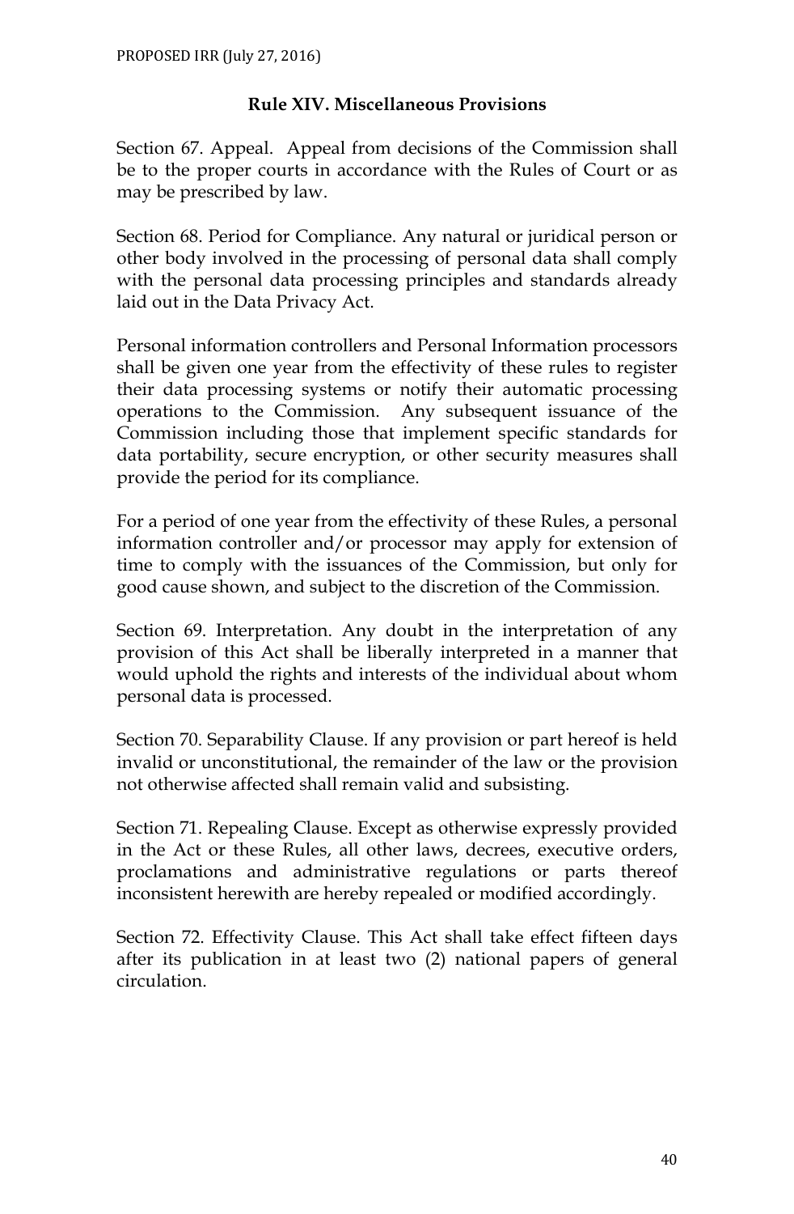### Rule XIV. Miscellaneous Provisions

Section 67. Appeal. Appeal from decisions of the Commission shall be to the proper courts in accordance with the Rules of Court or as may be prescribed by law.

Section 68. Period for Compliance. Any natural or juridical person or other body involved in the processing of personal data shall comply with the personal data processing principles and standards already laid out in the Data Privacy Act.

Personal information controllers and Personal Information processors shall be given one year from the effectivity of these rules to register their data processing systems or notify their automatic processing operations to the Commission. Any subsequent issuance of the Commission including those that implement specific standards for data portability, secure encryption, or other security measures shall provide the period for its compliance.

For a period of one year from the effectivity of these Rules, a personal information controller and/or processor may apply for extension of time to comply with the issuances of the Commission, but only for good cause shown, and subject to the discretion of the Commission.

Section 69. Interpretation. Any doubt in the interpretation of any provision of this Act shall be liberally interpreted in a manner that would uphold the rights and interests of the individual about whom personal data is processed.

Section 70. Separability Clause. If any provision or part hereof is held invalid or unconstitutional, the remainder of the law or the provision not otherwise affected shall remain valid and subsisting.

Section 71. Repealing Clause. Except as otherwise expressly provided in the Act or these Rules, all other laws, decrees, executive orders, proclamations and administrative regulations or parts thereof inconsistent herewith are hereby repealed or modified accordingly.

Section 72. Effectivity Clause. This Act shall take effect fifteen days after its publication in at least two (2) national papers of general circulation.